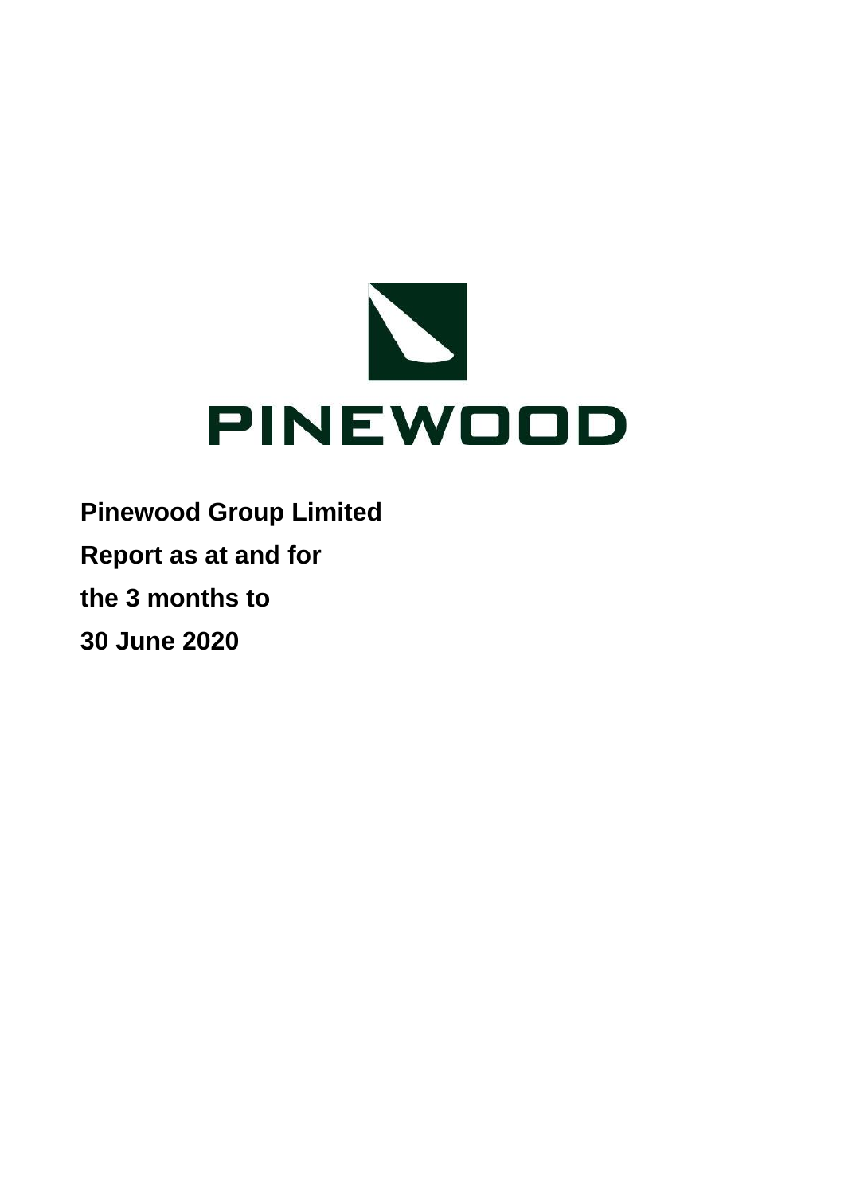PINEWOOD

**Pinewood Group Limited**

**Report as at and for**

**the 3 months to**

**30 June 2020**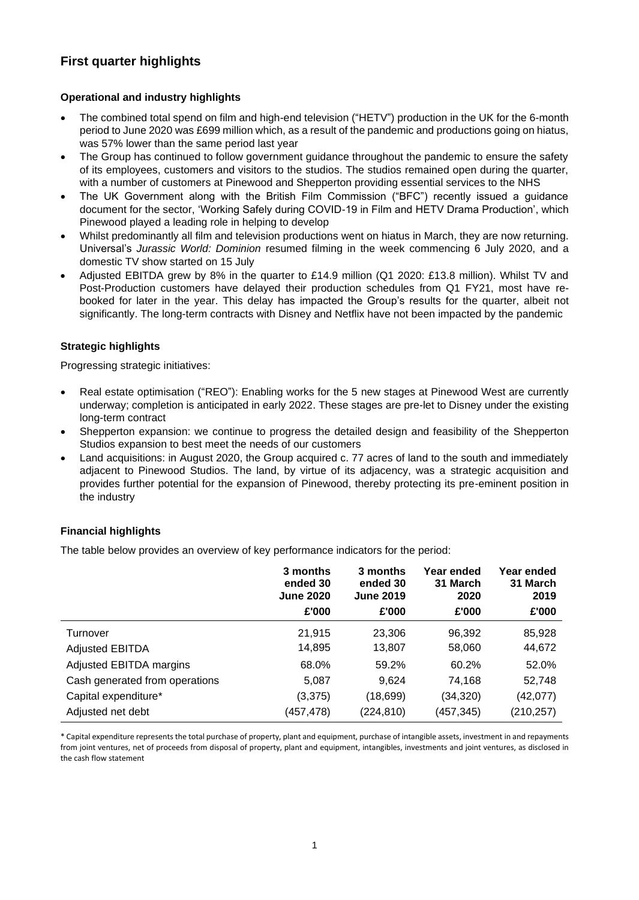# First quarter highlights

### Operational and industry highlights

- The combined total spend on film and high-end television ("HETV") production in the UK for the 6-month period to June 2020 was £699 million which, as a result of the pandemic and productions going on hiatus, was 57% lower than the same period last year
- The Group has continued to follow government guidance throughout the pandemic to ensure the safety of its employees, customers and visitors to the studios. The studios remained open during the quarter, with a number of customers at Pinewood and Shepperton providing essential services to the NHS
- The UK Government along with the British Film Commission ("BFC") recently issued a guidance document for the sector, 'Working Safely during COVID-19 in Film and HETV Drama Production', which Pinewood played a leading role in helping to develop
- Whilst predominantly all film and television productions went on hiatus in March, they are now returning. Universal's *Jurassic World: Dominion* resumed filming in the week commencing 6 July 2020, and a domestic TV show started on 15 July
- Adjusted EBITDA grew by 8% in the quarter to £14.9 million (Q1 2020: £13.8 million). Whilst TV and Post-Production customers have delayed their production schedules from Q1 FY21, most have re-booked for later in the year. This delay has impacted the Group's results for the quarter, albeit not significantly. The long-term contracts with Disney and Netflix have not been impacted by the pandemic

### Strategic highlights

Progressing strategic initiatives:

- Real estate optimisation ("REO"): Enabling works for the 5 new stages at Pinewood West are currently underway; completion is anticipated in early 2022. These stages are pre-let to Disney under the existing long-term contract
- Shepperton expansion: we continue to progress the detailed design and feasibility of the Shepperton Studios expansion to best meet the needs of our customers
- Land acquisitions: in August 2020, the Group acquired c. 77 acres of land to the south and immediately adjacent to Pinewood Studios. The land, by virtue of its adjacency, was a strategic acquisition and provides further potential for the expansion of Pinewood, thereby protecting its pre-eminent position in the industry

### Financial highlights

The table below provides an overview of key performance indicators for the period:

| | 3 months ended 30 June 2020 | 3 months ended 30 June 2019 | Year ended 31 March 2020 | Year ended 31 March 2019 |
|---|---|---|---|---|
| | £'000 | £'000 | £'000 | £'000 |
| Turnover | 21,915 | 23,306 | 96,392 | 85,928 |
| Adjusted EBITDA | 14,895 | 13,807 | 58,060 | 44,672 |
| Adjusted EBITDA margins | 68.0% | 59.2% | 60.2% | 52.0% |
| Cash generated from operations | 5,087 | 9,624 | 74,168 | 52,748 |
| Capital expenditure* | (3,375) | (18,699) | (34,320) | (42,077) |
| Adjusted net debt | (457,478) | (224,810) | (457,345) | (210,257) |

* Capital expenditure represents the total purchase of property, plant and equipment, purchase of intangible assets, investment in and repayments from joint ventures, net of proceeds from disposal of property, plant and equipment, intangibles, investments and joint ventures, as disclosed in the cash flow statement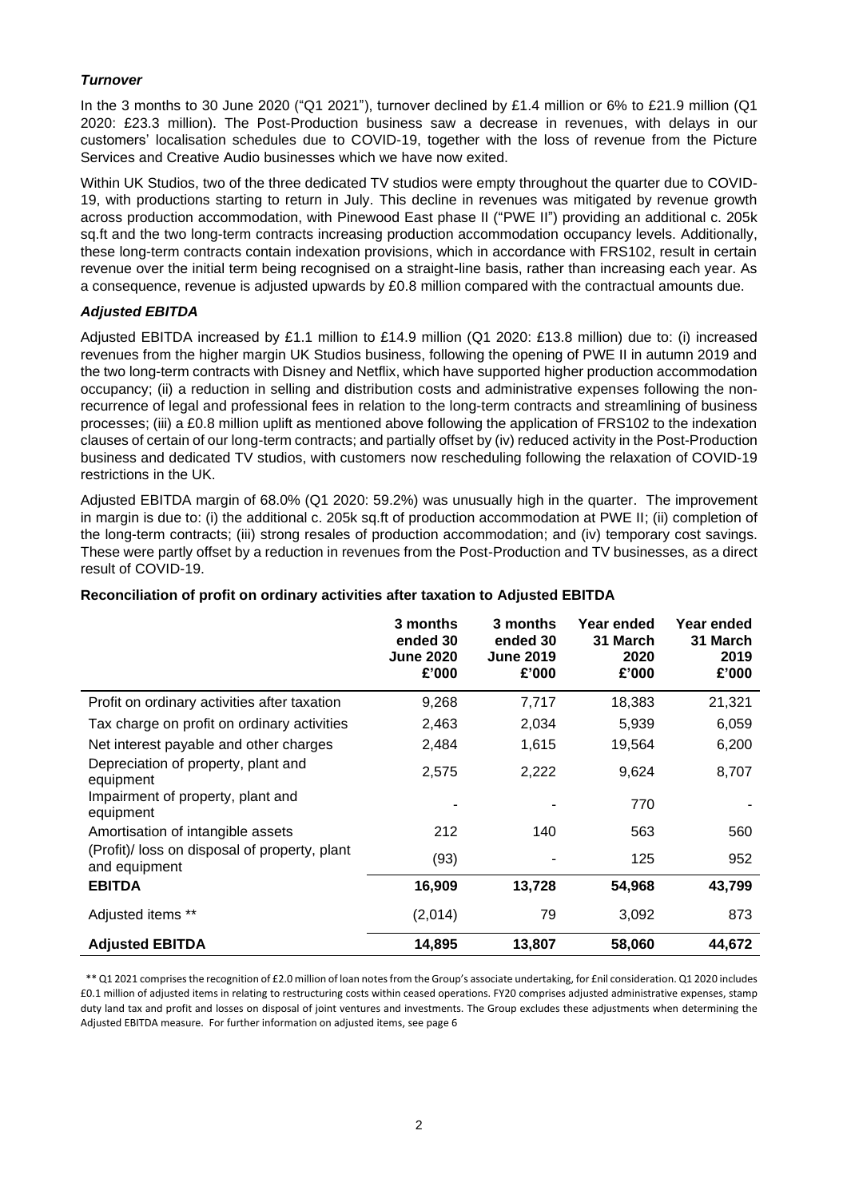### *Turnover*

In the 3 months to 30 June 2020 ("Q1 2021"), turnover declined by £1.4 million or 6% to £21.9 million (Q1 2020: £23.3 million). The Post-Production business saw a decrease in revenues, with delays in our customers' localisation schedules due to COVID-19, together with the loss of revenue from the Picture Services and Creative Audio businesses which we have now exited.

Within UK Studios, two of the three dedicated TV studios were empty throughout the quarter due to COVID-19, with productions starting to return in July. This decline in revenues was mitigated by revenue growth across production accommodation, with Pinewood East phase II ("PWE II") providing an additional c. 205k sq.ft and the two long-term contracts increasing production accommodation occupancy levels. Additionally, these long-term contracts contain indexation provisions, which in accordance with FRS102, result in certain revenue over the initial term being recognised on a straight-line basis, rather than increasing each year. As a consequence, revenue is adjusted upwards by £0.8 million compared with the contractual amounts due.

### *Adjusted EBITDA*

Adjusted EBITDA increased by £1.1 million to £14.9 million (Q1 2020: £13.8 million) due to: (i) increased revenues from the higher margin UK Studios business, following the opening of PWE II in autumn 2019 and the two long-term contracts with Disney and Netflix, which have supported higher production accommodation occupancy; (ii) a reduction in selling and distribution costs and administrative expenses following the non-recurrence of legal and professional fees in relation to the long-term contracts and streamlining of business processes; (iii) a £0.8 million uplift as mentioned above following the application of FRS102 to the indexation clauses of certain of our long-term contracts; and partially offset by (iv) reduced activity in the Post-Production business and dedicated TV studios, with customers now rescheduling following the relaxation of COVID-19 restrictions in the UK.

Adjusted EBITDA margin of 68.0% (Q1 2020: 59.2%) was unusually high in the quarter. The improvement in margin is due to: (i) the additional c. 205k sq.ft of production accommodation at PWE II; (ii) completion of the long-term contracts; (iii) strong resales of production accommodation; and (iv) temporary cost savings. These were partly offset by a reduction in revenues from the Post-Production and TV businesses, as a direct result of COVID-19.

**Reconciliation of profit on ordinary activities after taxation to Adjusted EBITDA**

| | 3 months ended 30 June 2020 £'000 | 3 months ended 30 June 2019 £'000 | Year ended 31 March 2020 £'000 | Year ended 31 March 2019 £'000 |
|---|---|---|---|---|
| Profit on ordinary activities after taxation | 9,268 | 7,717 | 18,383 | 21,321 |
| Tax charge on profit on ordinary activities | 2,463 | 2,034 | 5,939 | 6,059 |
| Net interest payable and other charges | 2,484 | 1,615 | 19,564 | 6,200 |
| Depreciation of property, plant and equipment | 2,575 | 2,222 | 9,624 | 8,707 |
| Impairment of property, plant and equipment | - | - | 770 | - |
| Amortisation of intangible assets | 212 | 140 | 563 | 560 |
| (Profit)/ loss on disposal of property, plant and equipment | (93) | - | 125 | 952 |
| **EBITDA** | **16,909** | **13,728** | **54,968** | **43,799** |
| Adjusted items ** | (2,014) | 79 | 3,092 | 873 |
| **Adjusted EBITDA** | **14,895** | **13,807** | **58,060** | **44,672** |

** Q1 2021 comprises the recognition of £2.0 million of loan notes from the Group's associate undertaking, for £nil consideration. Q1 2020 includes £0.1 million of adjusted items in relating to restructuring costs within ceased operations. FY20 comprises adjusted administrative expenses, stamp duty land tax and profit and losses on disposal of joint ventures and investments. The Group excludes these adjustments when determining the Adjusted EBITDA measure. For further information on adjusted items, see page 6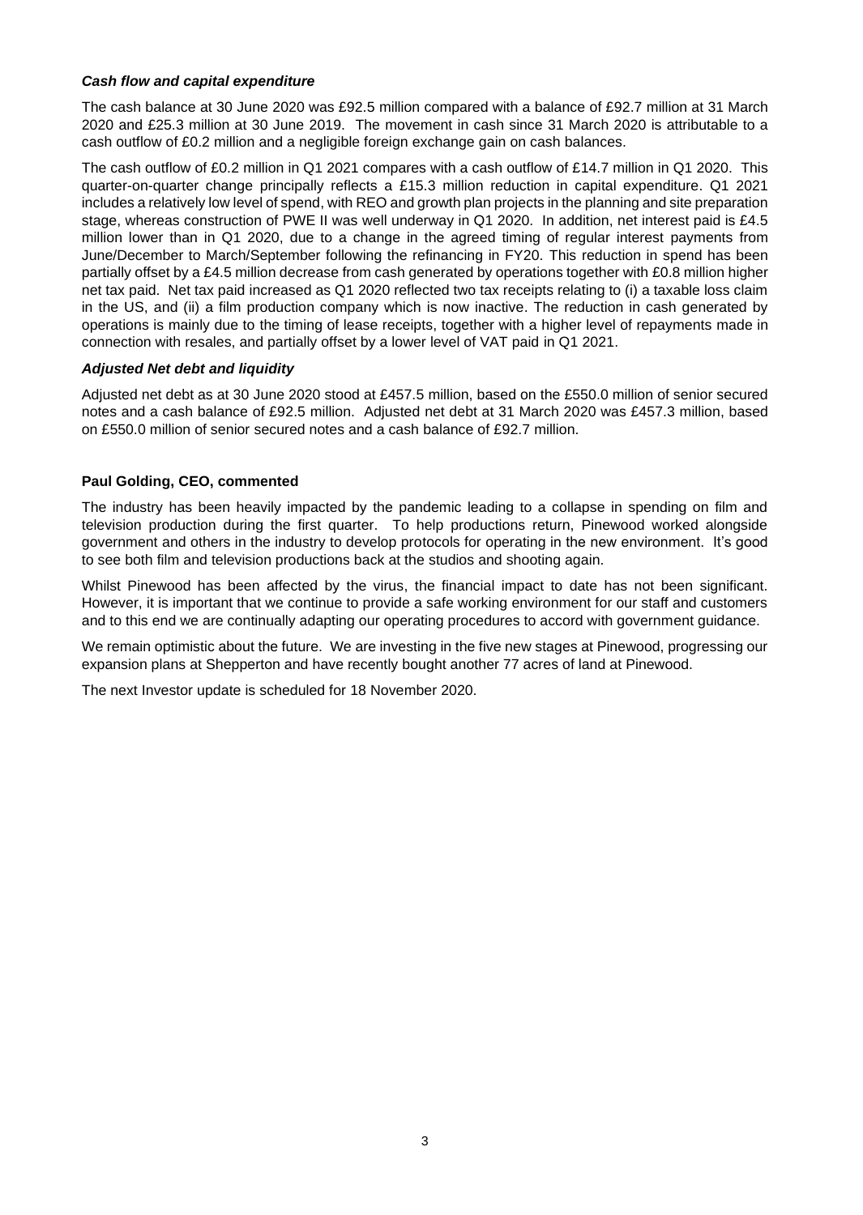### *Cash flow and capital expenditure*

The cash balance at 30 June 2020 was £92.5 million compared with a balance of £92.7 million at 31 March 2020 and £25.3 million at 30 June 2019. The movement in cash since 31 March 2020 is attributable to a cash outflow of £0.2 million and a negligible foreign exchange gain on cash balances.

The cash outflow of £0.2 million in Q1 2021 compares with a cash outflow of £14.7 million in Q1 2020. This quarter-on-quarter change principally reflects a £15.3 million reduction in capital expenditure. Q1 2021 includes a relatively low level of spend, with REO and growth plan projects in the planning and site preparation stage, whereas construction of PWE II was well underway in Q1 2020. In addition, net interest paid is £4.5 million lower than in Q1 2020, due to a change in the agreed timing of regular interest payments from June/December to March/September following the refinancing in FY20. This reduction in spend has been partially offset by a £4.5 million decrease from cash generated by operations together with £0.8 million higher net tax paid. Net tax paid increased as Q1 2020 reflected two tax receipts relating to (i) a taxable loss claim in the US, and (ii) a film production company which is now inactive. The reduction in cash generated by operations is mainly due to the timing of lease receipts, together with a higher level of repayments made in connection with resales, and partially offset by a lower level of VAT paid in Q1 2021.

### *Adjusted Net debt and liquidity*

Adjusted net debt as at 30 June 2020 stood at £457.5 million, based on the £550.0 million of senior secured notes and a cash balance of £92.5 million. Adjusted net debt at 31 March 2020 was £457.3 million, based on £550.0 million of senior secured notes and a cash balance of £92.7 million.

### **Paul Golding, CEO, commented**

The industry has been heavily impacted by the pandemic leading to a collapse in spending on film and television production during the first quarter. To help productions return, Pinewood worked alongside government and others in the industry to develop protocols for operating in the new environment. It's good to see both film and television productions back at the studios and shooting again.

Whilst Pinewood has been affected by the virus, the financial impact to date has not been significant. However, it is important that we continue to provide a safe working environment for our staff and customers and to this end we are continually adapting our operating procedures to accord with government guidance.

We remain optimistic about the future. We are investing in the five new stages at Pinewood, progressing our expansion plans at Shepperton and have recently bought another 77 acres of land at Pinewood.

The next Investor update is scheduled for 18 November 2020.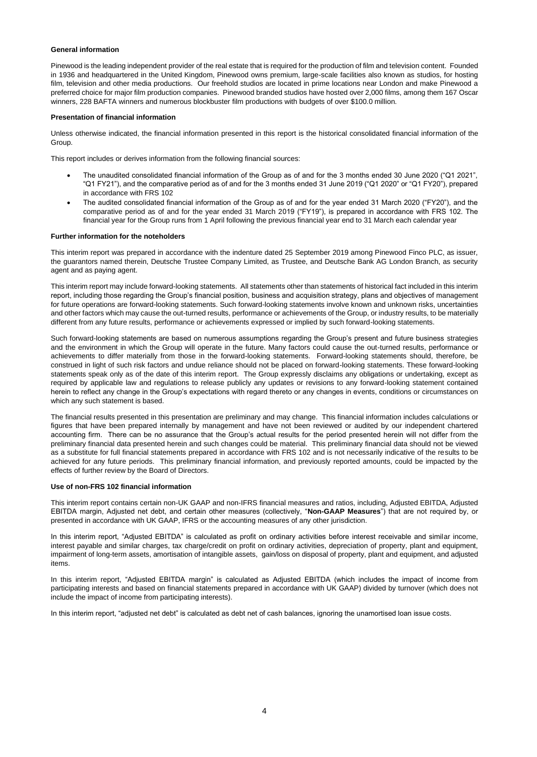**General information**

Pinewood is the leading independent provider of the real estate that is required for the production of film and television content. Founded in 1936 and headquartered in the United Kingdom, Pinewood owns premium, large-scale facilities also known as studios, for hosting film, television and other media productions. Our freehold studios are located in prime locations near London and make Pinewood a preferred choice for major film production companies. Pinewood branded studios have hosted over 2,000 films, among them 167 Oscar winners, 228 BAFTA winners and numerous blockbuster film productions with budgets of over $100.0 million.

**Presentation of financial information**

Unless otherwise indicated, the financial information presented in this report is the historical consolidated financial information of the Group.

This report includes or derives information from the following financial sources:

- The unaudited consolidated financial information of the Group as of and for the 3 months ended 30 June 2020 ("Q1 2021", "Q1 FY21"), and the comparative period as of and for the 3 months ended 31 June 2019 ("Q1 2020" or "Q1 FY20"), prepared in accordance with FRS 102
- The audited consolidated financial information of the Group as of and for the year ended 31 March 2020 ("FY20"), and the comparative period as of and for the year ended 31 March 2019 ("FY19"), is prepared in accordance with FRS 102. The financial year for the Group runs from 1 April following the previous financial year end to 31 March each calendar year

**Further information for the noteholders**

This interim report was prepared in accordance with the indenture dated 25 September 2019 among Pinewood Finco PLC, as issuer, the guarantors named therein, Deutsche Trustee Company Limited, as Trustee, and Deutsche Bank AG London Branch, as security agent and as paying agent.

This interim report may include forward-looking statements. All statements other than statements of historical fact included in this interim report, including those regarding the Group's financial position, business and acquisition strategy, plans and objectives of management for future operations are forward-looking statements. Such forward-looking statements involve known and unknown risks, uncertainties and other factors which may cause the out-turned results, performance or achievements of the Group, or industry results, to be materially different from any future results, performance or achievements expressed or implied by such forward-looking statements.

Such forward-looking statements are based on numerous assumptions regarding the Group's present and future business strategies and the environment in which the Group will operate in the future. Many factors could cause the out-turned results, performance or achievements to differ materially from those in the forward-looking statements. Forward-looking statements should, therefore, be construed in light of such risk factors and undue reliance should not be placed on forward-looking statements. These forward-looking statements speak only as of the date of this interim report. The Group expressly disclaims any obligations or undertaking, except as required by applicable law and regulations to release publicly any updates or revisions to any forward-looking statement contained herein to reflect any change in the Group's expectations with regard thereto or any changes in events, conditions or circumstances on which any such statement is based.

The financial results presented in this presentation are preliminary and may change. This financial information includes calculations or figures that have been prepared internally by management and have not been reviewed or audited by our independent chartered accounting firm. There can be no assurance that the Group's actual results for the period presented herein will not differ from the preliminary financial data presented herein and such changes could be material. This preliminary financial data should not be viewed as a substitute for full financial statements prepared in accordance with FRS 102 and is not necessarily indicative of the results to be achieved for any future periods. This preliminary financial information, and previously reported amounts, could be impacted by the effects of further review by the Board of Directors.

**Use of non-FRS 102 financial information**

This interim report contains certain non-UK GAAP and non-IFRS financial measures and ratios, including, Adjusted EBITDA, Adjusted EBITDA margin, Adjusted net debt, and certain other measures (collectively, "**Non-GAAP Measures**") that are not required by, or presented in accordance with UK GAAP, IFRS or the accounting measures of any other jurisdiction.

In this interim report, "Adjusted EBITDA" is calculated as profit on ordinary activities before interest receivable and similar income, interest payable and similar charges, tax charge/credit on profit on ordinary activities, depreciation of property, plant and equipment, impairment of long-term assets, amortisation of intangible assets, gain/loss on disposal of property, plant and equipment, and adjusted items.

In this interim report, "Adjusted EBITDA margin" is calculated as Adjusted EBITDA (which includes the impact of income from participating interests and based on financial statements prepared in accordance with UK GAAP) divided by turnover (which does not include the impact of income from participating interests).

In this interim report, "adjusted net debt" is calculated as debt net of cash balances, ignoring the unamortised loan issue costs.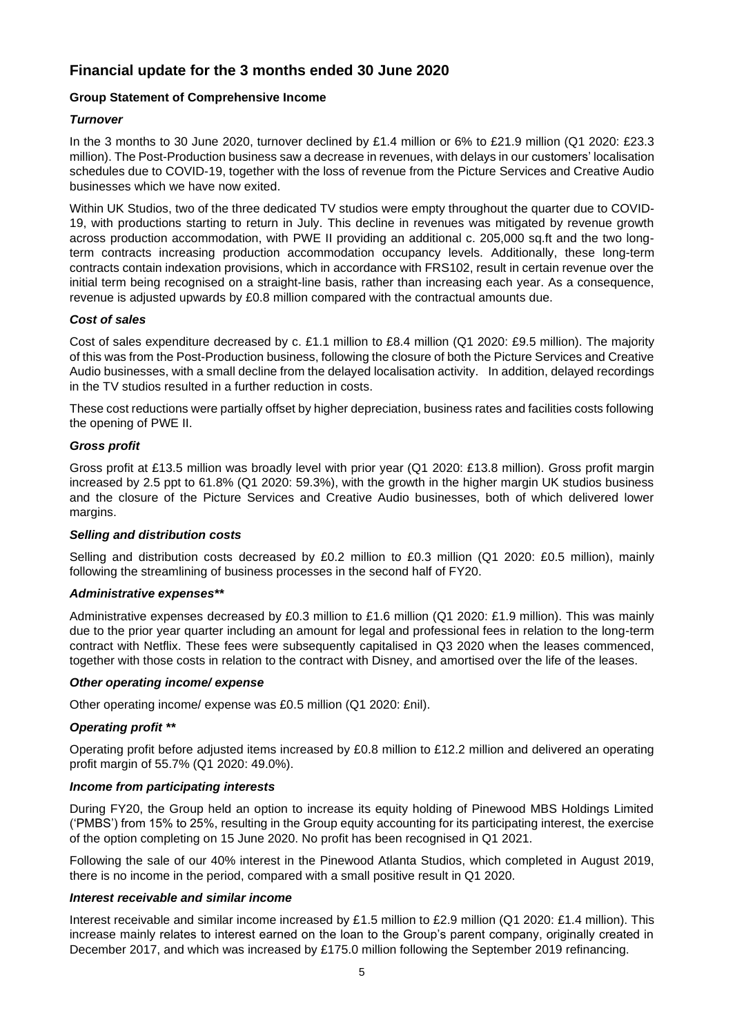## Financial update for the 3 months ended 30 June 2020

### Group Statement of Comprehensive Income

***Turnover***

In the 3 months to 30 June 2020, turnover declined by £1.4 million or 6% to £21.9 million (Q1 2020: £23.3 million). The Post-Production business saw a decrease in revenues, with delays in our customers' localisation schedules due to COVID-19, together with the loss of revenue from the Picture Services and Creative Audio businesses which we have now exited.

Within UK Studios, two of the three dedicated TV studios were empty throughout the quarter due to COVID-19, with productions starting to return in July. This decline in revenues was mitigated by revenue growth across production accommodation, with PWE II providing an additional c. 205,000 sq.ft and the two long-term contracts increasing production accommodation occupancy levels. Additionally, these long-term contracts contain indexation provisions, which in accordance with FRS102, result in certain revenue over the initial term being recognised on a straight-line basis, rather than increasing each year. As a consequence, revenue is adjusted upwards by £0.8 million compared with the contractual amounts due.

***Cost of sales***

Cost of sales expenditure decreased by c. £1.1 million to £8.4 million (Q1 2020: £9.5 million). The majority of this was from the Post-Production business, following the closure of both the Picture Services and Creative Audio businesses, with a small decline from the delayed localisation activity. In addition, delayed recordings in the TV studios resulted in a further reduction in costs.

These cost reductions were partially offset by higher depreciation, business rates and facilities costs following the opening of PWE II.

***Gross profit***

Gross profit at £13.5 million was broadly level with prior year (Q1 2020: £13.8 million). Gross profit margin increased by 2.5 ppt to 61.8% (Q1 2020: 59.3%), with the growth in the higher margin UK studios business and the closure of the Picture Services and Creative Audio businesses, both of which delivered lower margins.

***Selling and distribution costs***

Selling and distribution costs decreased by £0.2 million to £0.3 million (Q1 2020: £0.5 million), mainly following the streamlining of business processes in the second half of FY20.

***Administrative expenses\*\****

Administrative expenses decreased by £0.3 million to £1.6 million (Q1 2020: £1.9 million). This was mainly due to the prior year quarter including an amount for legal and professional fees in relation to the long-term contract with Netflix. These fees were subsequently capitalised in Q3 2020 when the leases commenced, together with those costs in relation to the contract with Disney, and amortised over the life of the leases.

***Other operating income/ expense***

Other operating income/ expense was £0.5 million (Q1 2020: £nil).

***Operating profit \*\****

Operating profit before adjusted items increased by £0.8 million to £12.2 million and delivered an operating profit margin of 55.7% (Q1 2020: 49.0%).

***Income from participating interests***

During FY20, the Group held an option to increase its equity holding of Pinewood MBS Holdings Limited ('PMBS') from 15% to 25%, resulting in the Group equity accounting for its participating interest, the exercise of the option completing on 15 June 2020. No profit has been recognised in Q1 2021.

Following the sale of our 40% interest in the Pinewood Atlanta Studios, which completed in August 2019, there is no income in the period, compared with a small positive result in Q1 2020.

***Interest receivable and similar income***

Interest receivable and similar income increased by £1.5 million to £2.9 million (Q1 2020: £1.4 million). This increase mainly relates to interest earned on the loan to the Group's parent company, originally created in December 2017, and which was increased by £175.0 million following the September 2019 refinancing.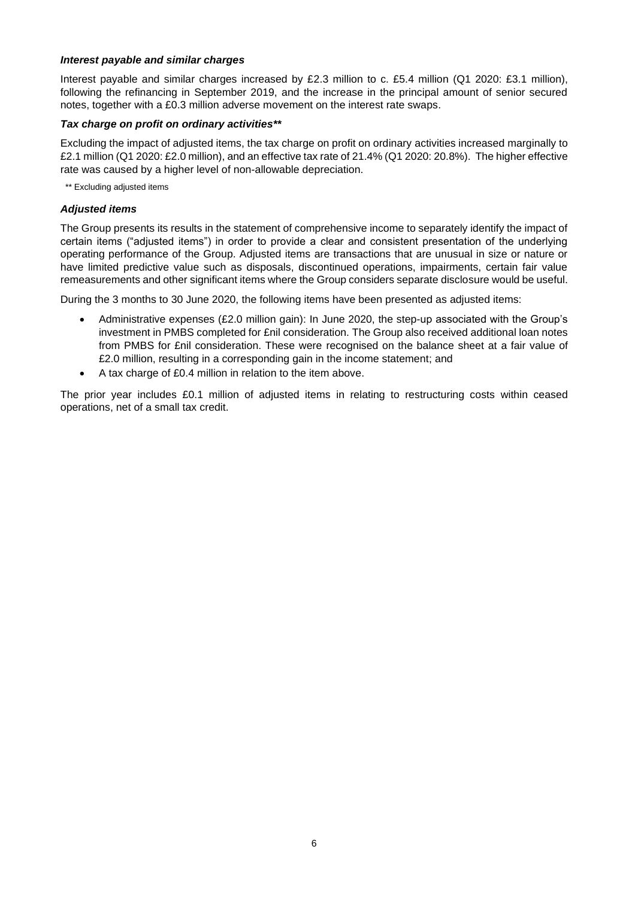### *Interest payable and similar charges*

Interest payable and similar charges increased by £2.3 million to c. £5.4 million (Q1 2020: £3.1 million), following the refinancing in September 2019, and the increase in the principal amount of senior secured notes, together with a £0.3 million adverse movement on the interest rate swaps.

### *Tax charge on profit on ordinary activities***

Excluding the impact of adjusted items, the tax charge on profit on ordinary activities increased marginally to £2.1 million (Q1 2020: £2.0 million), and an effective tax rate of 21.4% (Q1 2020: 20.8%). The higher effective rate was caused by a higher level of non-allowable depreciation.

** Excluding adjusted items

### *Adjusted items*

The Group presents its results in the statement of comprehensive income to separately identify the impact of certain items ("adjusted items") in order to provide a clear and consistent presentation of the underlying operating performance of the Group. Adjusted items are transactions that are unusual in size or nature or have limited predictive value such as disposals, discontinued operations, impairments, certain fair value remeasurements and other significant items where the Group considers separate disclosure would be useful.

During the 3 months to 30 June 2020, the following items have been presented as adjusted items:

- Administrative expenses (£2.0 million gain): In June 2020, the step-up associated with the Group's investment in PMBS completed for £nil consideration. The Group also received additional loan notes from PMBS for £nil consideration. These were recognised on the balance sheet at a fair value of £2.0 million, resulting in a corresponding gain in the income statement; and
- A tax charge of £0.4 million in relation to the item above.

The prior year includes £0.1 million of adjusted items in relating to restructuring costs within ceased operations, net of a small tax credit.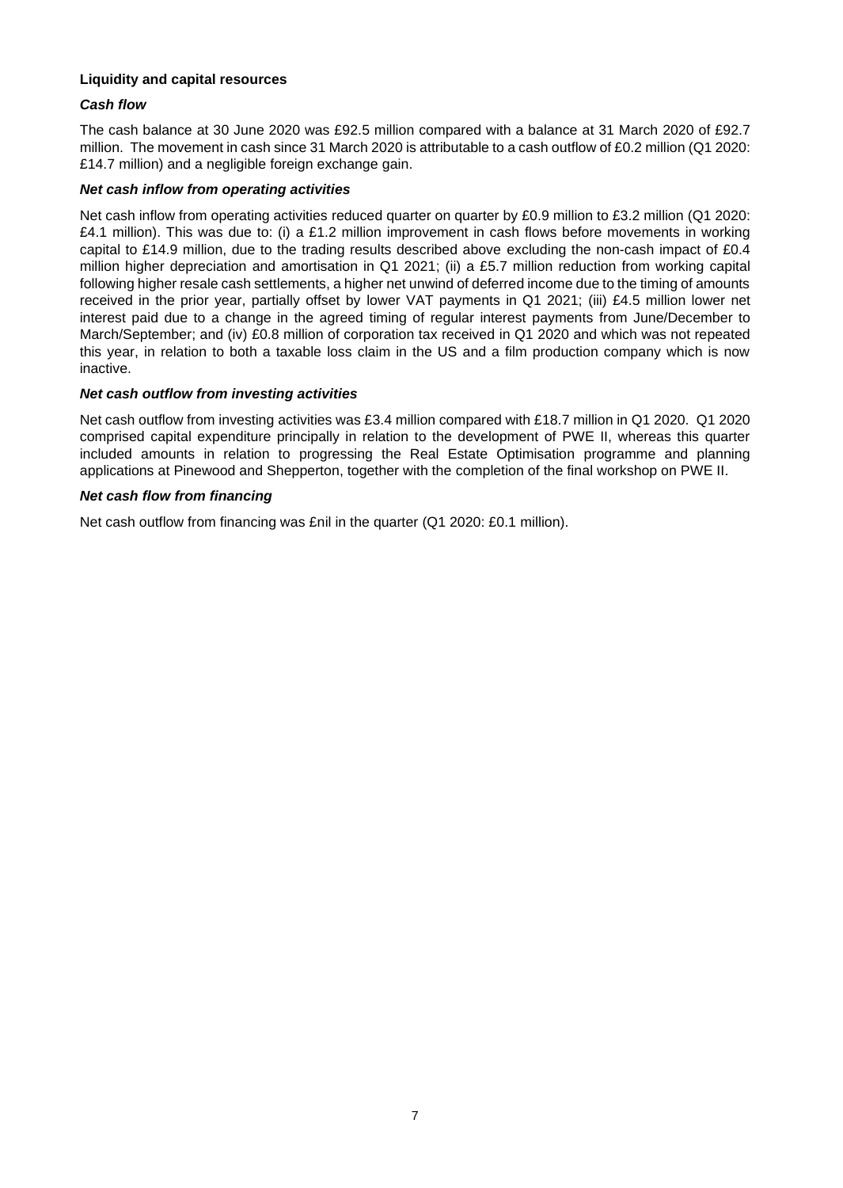**Liquidity and capital resources**

***Cash flow***

The cash balance at 30 June 2020 was £92.5 million compared with a balance at 31 March 2020 of £92.7 million. The movement in cash since 31 March 2020 is attributable to a cash outflow of £0.2 million (Q1 2020: £14.7 million) and a negligible foreign exchange gain.

***Net cash inflow from operating activities***

Net cash inflow from operating activities reduced quarter on quarter by £0.9 million to £3.2 million (Q1 2020: £4.1 million). This was due to: (i) a £1.2 million improvement in cash flows before movements in working capital to £14.9 million, due to the trading results described above excluding the non-cash impact of £0.4 million higher depreciation and amortisation in Q1 2021; (ii) a £5.7 million reduction from working capital following higher resale cash settlements, a higher net unwind of deferred income due to the timing of amounts received in the prior year, partially offset by lower VAT payments in Q1 2021; (iii) £4.5 million lower net interest paid due to a change in the agreed timing of regular interest payments from June/December to March/September; and (iv) £0.8 million of corporation tax received in Q1 2020 and which was not repeated this year, in relation to both a taxable loss claim in the US and a film production company which is now inactive.

***Net cash outflow from investing activities***

Net cash outflow from investing activities was £3.4 million compared with £18.7 million in Q1 2020. Q1 2020 comprised capital expenditure principally in relation to the development of PWE II, whereas this quarter included amounts in relation to progressing the Real Estate Optimisation programme and planning applications at Pinewood and Shepperton, together with the completion of the final workshop on PWE II.

***Net cash flow from financing***

Net cash outflow from financing was £nil in the quarter (Q1 2020: £0.1 million).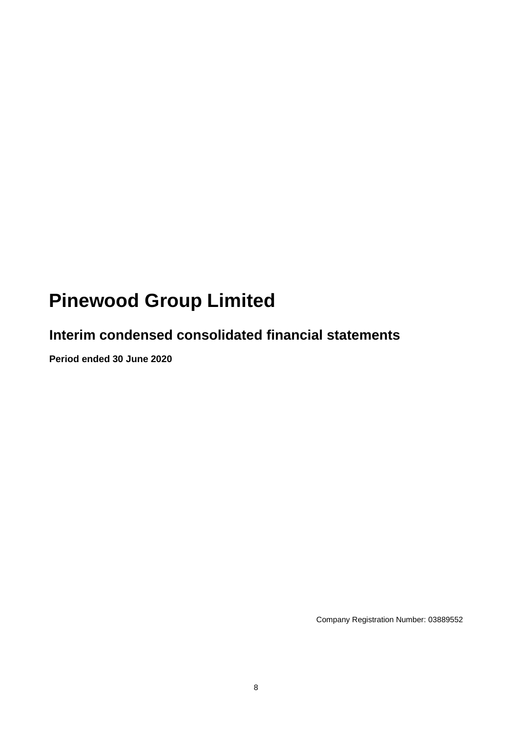# Pinewood Group Limited

## Interim condensed consolidated financial statements

**Period ended 30 June 2020**

Company Registration Number: 03889552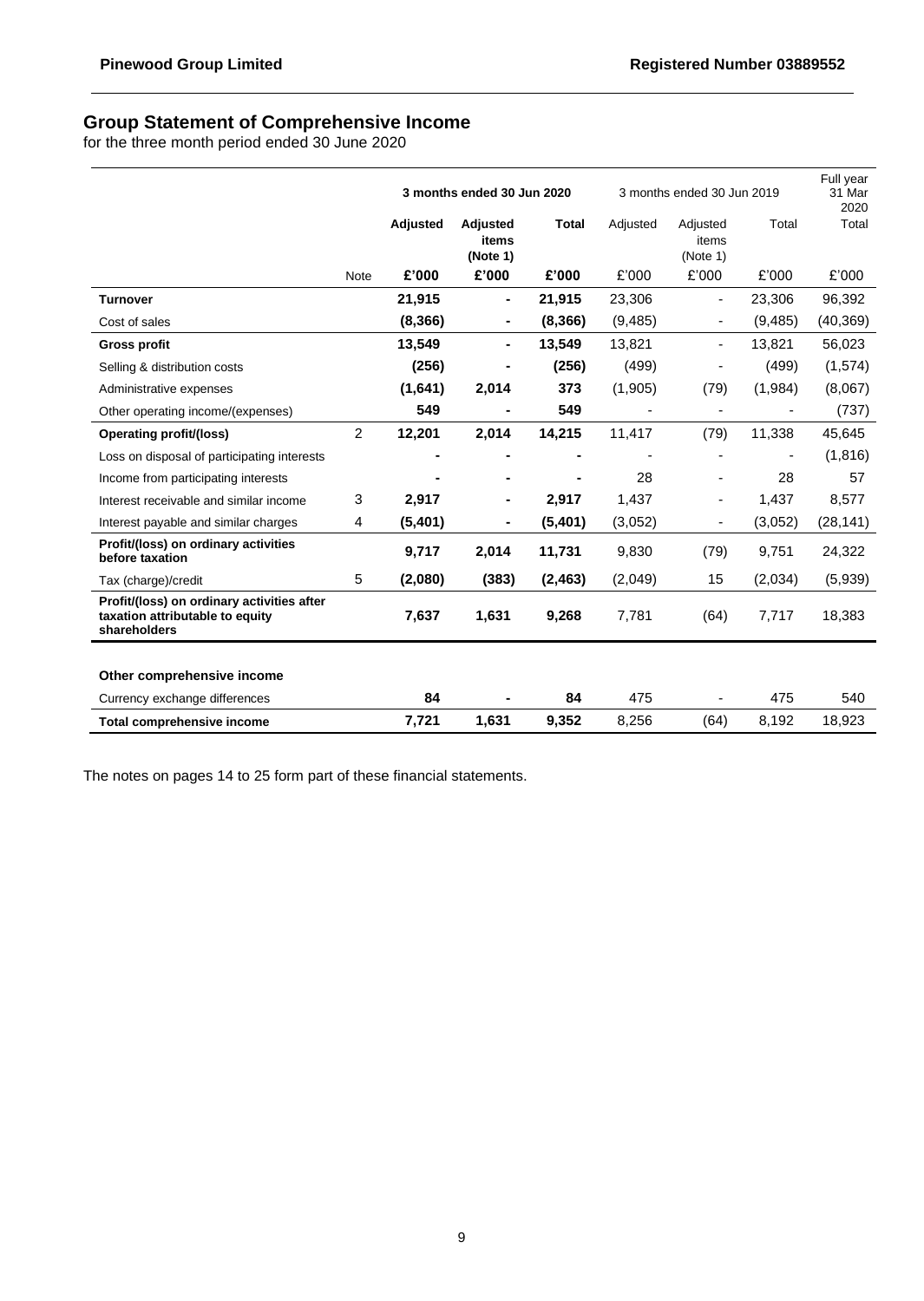# Group Statement of Comprehensive Income

for the three month period ended 30 June 2020

| | | 3 months ended 30 Jun 2020 | | | 3 months ended 30 Jun 2019 | | | Full year 31 Mar 2020 |
|---|---|---|---|---|---|---|---|---|
| | | **Adjusted** | **Adjusted items (Note 1)** | **Total** | Adjusted | Adjusted items (Note 1) | Total | Total |
| | Note | **£'000** | **£'000** | **£'000** | £'000 | £'000 | £'000 | £'000 |
| **Turnover** | | **21,915** | **-** | **21,915** | 23,306 | - | 23,306 | 96,392 |
| Cost of sales | | **(8,366)** | **-** | **(8,366)** | (9,485) | - | (9,485) | (40,369) |
| **Gross profit** | | **13,549** | **-** | **13,549** | 13,821 | - | 13,821 | 56,023 |
| Selling & distribution costs | | **(256)** | **-** | **(256)** | (499) | - | (499) | (1,574) |
| Administrative expenses | | **(1,641)** | **2,014** | **373** | (1,905) | (79) | (1,984) | (8,067) |
| Other operating income/(expenses) | | **549** | **-** | **549** | - | - | - | (737) |
| **Operating profit/(loss)** | 2 | **12,201** | **2,014** | **14,215** | 11,417 | (79) | 11,338 | 45,645 |
| Loss on disposal of participating interests | | **-** | **-** | **-** | - | - | - | (1,816) |
| Income from participating interests | | **-** | **-** | **-** | 28 | - | 28 | 57 |
| Interest receivable and similar income | 3 | **2,917** | **-** | **2,917** | 1,437 | - | 1,437 | 8,577 |
| Interest payable and similar charges | 4 | **(5,401)** | **-** | **(5,401)** | (3,052) | - | (3,052) | (28,141) |
| **Profit/(loss) on ordinary activities before taxation** | | **9,717** | **2,014** | **11,731** | 9,830 | (79) | 9,751 | 24,322 |
| Tax (charge)/credit | 5 | **(2,080)** | **(383)** | **(2,463)** | (2,049) | 15 | (2,034) | (5,939) |
| **Profit/(loss) on ordinary activities after taxation attributable to equity shareholders** | | **7,637** | **1,631** | **9,268** | 7,781 | (64) | 7,717 | 18,383 |
| | | | | | | | | |
| **Other comprehensive income** | | | | | | | | |
| Currency exchange differences | | **84** | **-** | **84** | 475 | - | 475 | 540 |
| **Total comprehensive income** | | **7,721** | **1,631** | **9,352** | 8,256 | (64) | 8,192 | 18,923 |

The notes on pages 14 to 25 form part of these financial statements.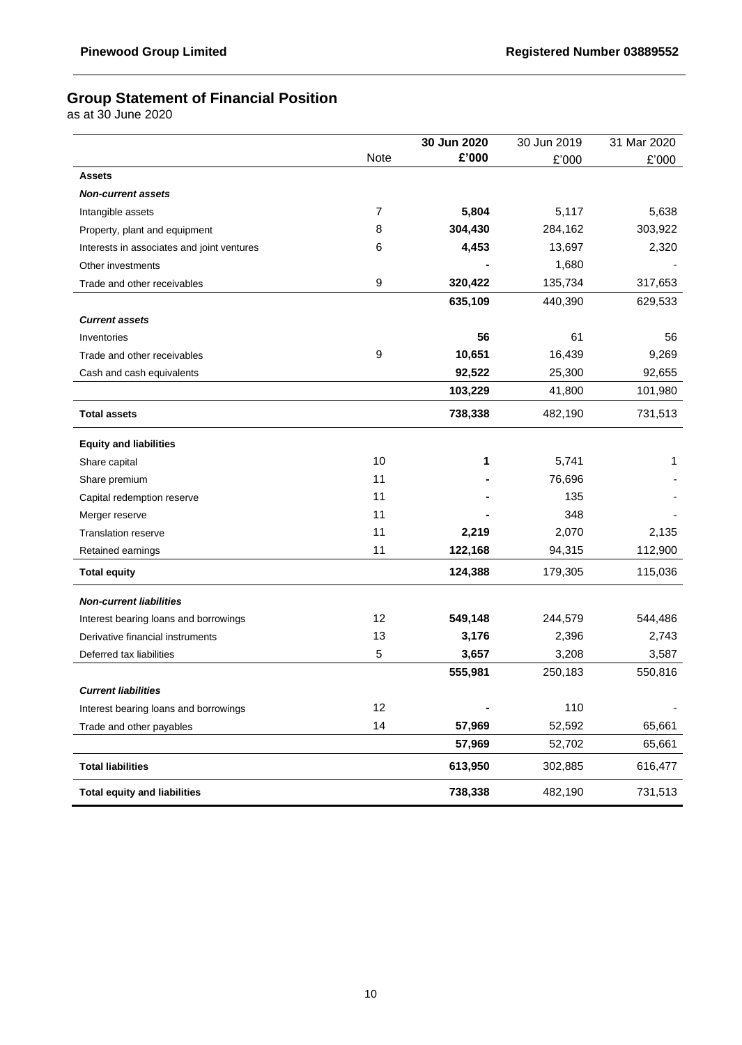**Pinewood Group Limited** | **Registered Number 03889552**

# Group Statement of Financial Position

as at 30 June 2020

| | Note | **30 Jun 2020 £'000** | 30 Jun 2019 £'000 | 31 Mar 2020 £'000 |
|---|---|---|---|---|
| **Assets** | | | | |
| ***Non-current assets*** | | | | |
| Intangible assets | 7 | **5,804** | 5,117 | 5,638 |
| Property, plant and equipment | 8 | **304,430** | 284,162 | 303,922 |
| Interests in associates and joint ventures | 6 | **4,453** | 13,697 | 2,320 |
| Other investments | | **-** | 1,680 | - |
| Trade and other receivables | 9 | **320,422** | 135,734 | 317,653 |
| | | **635,109** | 440,390 | 629,533 |
| ***Current assets*** | | | | |
| Inventories | | **56** | 61 | 56 |
| Trade and other receivables | 9 | **10,651** | 16,439 | 9,269 |
| Cash and cash equivalents | | **92,522** | 25,300 | 92,655 |
| | | **103,229** | 41,800 | 101,980 |
| **Total assets** | | **738,338** | 482,190 | 731,513 |
| **Equity and liabilities** | | | | |
| Share capital | 10 | **1** | 5,741 | 1 |
| Share premium | 11 | **-** | 76,696 | - |
| Capital redemption reserve | 11 | **-** | 135 | - |
| Merger reserve | 11 | **-** | 348 | - |
| Translation reserve | 11 | **2,219** | 2,070 | 2,135 |
| Retained earnings | 11 | **122,168** | 94,315 | 112,900 |
| **Total equity** | | **124,388** | 179,305 | 115,036 |
| ***Non-current liabilities*** | | | | |
| Interest bearing loans and borrowings | 12 | **549,148** | 244,579 | 544,486 |
| Derivative financial instruments | 13 | **3,176** | 2,396 | 2,743 |
| Deferred tax liabilities | 5 | **3,657** | 3,208 | 3,587 |
| | | **555,981** | 250,183 | 550,816 |
| ***Current liabilities*** | | | | |
| Interest bearing loans and borrowings | 12 | **-** | 110 | - |
| Trade and other payables | 14 | **57,969** | 52,592 | 65,661 |
| | | **57,969** | 52,702 | 65,661 |
| **Total liabilities** | | **613,950** | 302,885 | 616,477 |
| **Total equity and liabilities** | | **738,338** | 482,190 | 731,513 |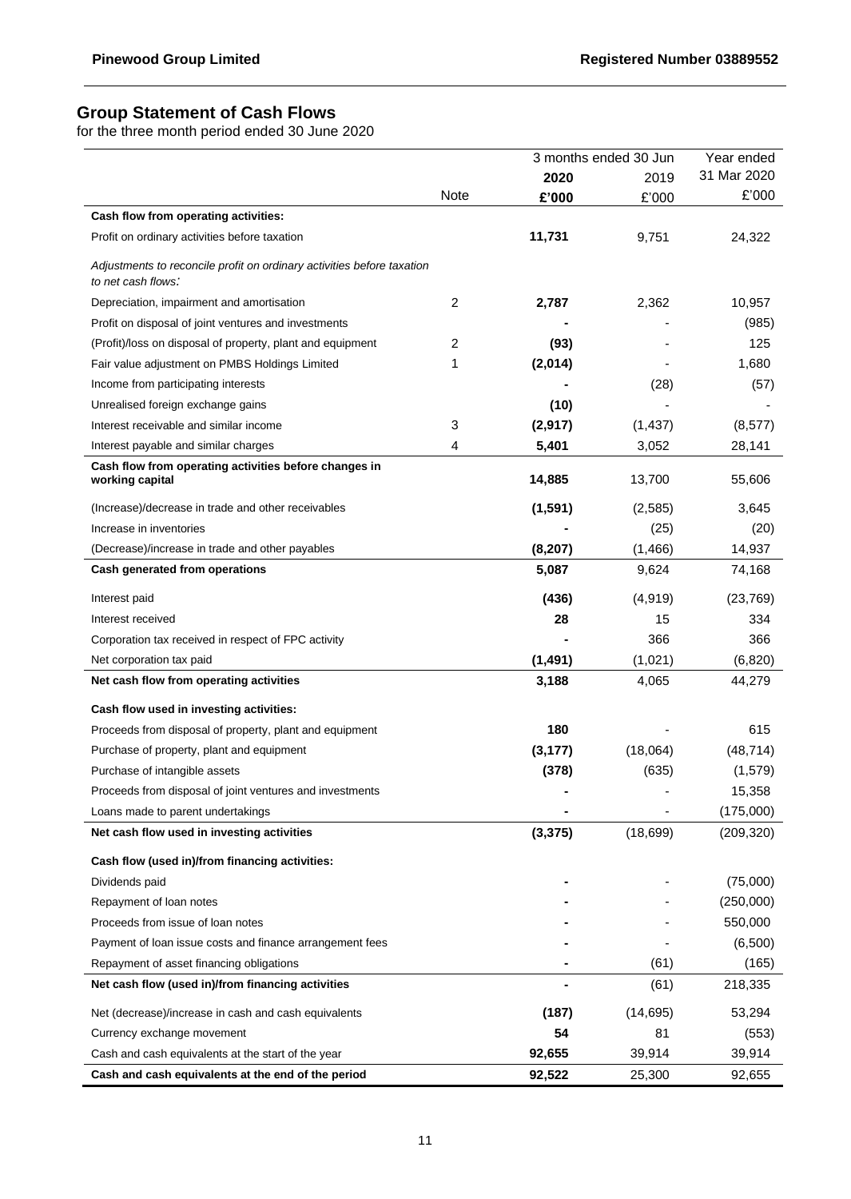## Group Statement of Cash Flows

for the three month period ended 30 June 2020

| | Note | 3 months ended 30 Jun 2020 £'000 | 3 months ended 30 Jun 2019 £'000 | Year ended 31 Mar 2020 £'000 |
|---|---|---|---|---|
| **Cash flow from operating activities:** | | | | |
| Profit on ordinary activities before taxation | | **11,731** | 9,751 | 24,322 |
| *Adjustments to reconcile profit on ordinary activities before taxation to net cash flows:* | | | | |
| Depreciation, impairment and amortisation | 2 | **2,787** | 2,362 | 10,957 |
| Profit on disposal of joint ventures and investments | | **-** | - | (985) |
| (Profit)/loss on disposal of property, plant and equipment | 2 | **(93)** | - | 125 |
| Fair value adjustment on PMBS Holdings Limited | 1 | **(2,014)** | - | 1,680 |
| Income from participating interests | | **-** | (28) | (57) |
| Unrealised foreign exchange gains | | **(10)** | - | - |
| Interest receivable and similar income | 3 | **(2,917)** | (1,437) | (8,577) |
| Interest payable and similar charges | 4 | **5,401** | 3,052 | 28,141 |
| **Cash flow from operating activities before changes in working capital** | | **14,885** | 13,700 | 55,606 |
| (Increase)/decrease in trade and other receivables | | **(1,591)** | (2,585) | 3,645 |
| Increase in inventories | | **-** | (25) | (20) |
| (Decrease)/increase in trade and other payables | | **(8,207)** | (1,466) | 14,937 |
| **Cash generated from operations** | | **5,087** | 9,624 | 74,168 |
| Interest paid | | **(436)** | (4,919) | (23,769) |
| Interest received | | **28** | 15 | 334 |
| Corporation tax received in respect of FPC activity | | **-** | 366 | 366 |
| Net corporation tax paid | | **(1,491)** | (1,021) | (6,820) |
| **Net cash flow from operating activities** | | **3,188** | 4,065 | 44,279 |
| **Cash flow used in investing activities:** | | | | |
| Proceeds from disposal of property, plant and equipment | | **180** | - | 615 |
| Purchase of property, plant and equipment | | **(3,177)** | (18,064) | (48,714) |
| Purchase of intangible assets | | **(378)** | (635) | (1,579) |
| Proceeds from disposal of joint ventures and investments | | **-** | - | 15,358 |
| Loans made to parent undertakings | | **-** | - | (175,000) |
| **Net cash flow used in investing activities** | | **(3,375)** | (18,699) | (209,320) |
| **Cash flow (used in)/from financing activities:** | | | | |
| Dividends paid | | **-** | - | (75,000) |
| Repayment of loan notes | | **-** | - | (250,000) |
| Proceeds from issue of loan notes | | **-** | - | 550,000 |
| Payment of loan issue costs and finance arrangement fees | | **-** | - | (6,500) |
| Repayment of asset financing obligations | | **-** | (61) | (165) |
| **Net cash flow (used in)/from financing activities** | | **-** | (61) | 218,335 |
| Net (decrease)/increase in cash and cash equivalents | | **(187)** | (14,695) | 53,294 |
| Currency exchange movement | | **54** | 81 | (553) |
| Cash and cash equivalents at the start of the year | | **92,655** | 39,914 | 39,914 |
| **Cash and cash equivalents at the end of the period** | | **92,522** | 25,300 | 92,655 |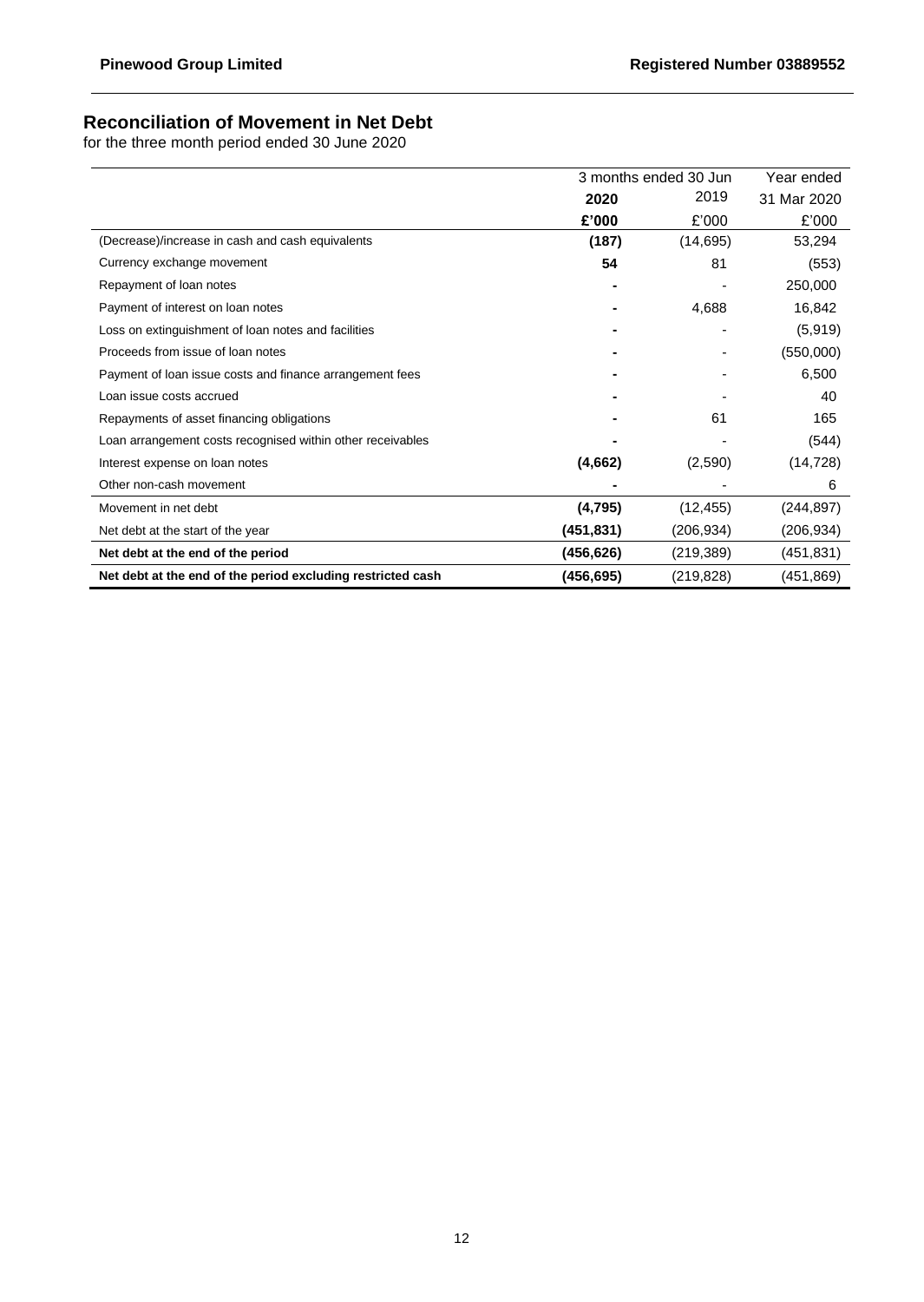## Reconciliation of Movement in Net Debt

for the three month period ended 30 June 2020

| | 3 months ended 30 Jun | | Year ended |
|---|---|---|---|
| | **2020** | 2019 | 31 Mar 2020 |
| | **£'000** | £'000 | £'000 |
| (Decrease)/increase in cash and cash equivalents | **(187)** | (14,695) | 53,294 |
| Currency exchange movement | **54** | 81 | (553) |
| Repayment of loan notes | **-** | - | 250,000 |
| Payment of interest on loan notes | **-** | 4,688 | 16,842 |
| Loss on extinguishment of loan notes and facilities | **-** | - | (5,919) |
| Proceeds from issue of loan notes | **-** | - | (550,000) |
| Payment of loan issue costs and finance arrangement fees | **-** | - | 6,500 |
| Loan issue costs accrued | **-** | - | 40 |
| Repayments of asset financing obligations | **-** | 61 | 165 |
| Loan arrangement costs recognised within other receivables | **-** | - | (544) |
| Interest expense on loan notes | **(4,662)** | (2,590) | (14,728) |
| Other non-cash movement | **-** | - | 6 |
| Movement in net debt | **(4,795)** | (12,455) | (244,897) |
| Net debt at the start of the year | **(451,831)** | (206,934) | (206,934) |
| **Net debt at the end of the period** | **(456,626)** | (219,389) | (451,831) |
| **Net debt at the end of the period excluding restricted cash** | **(456,695)** | (219,828) | (451,869) |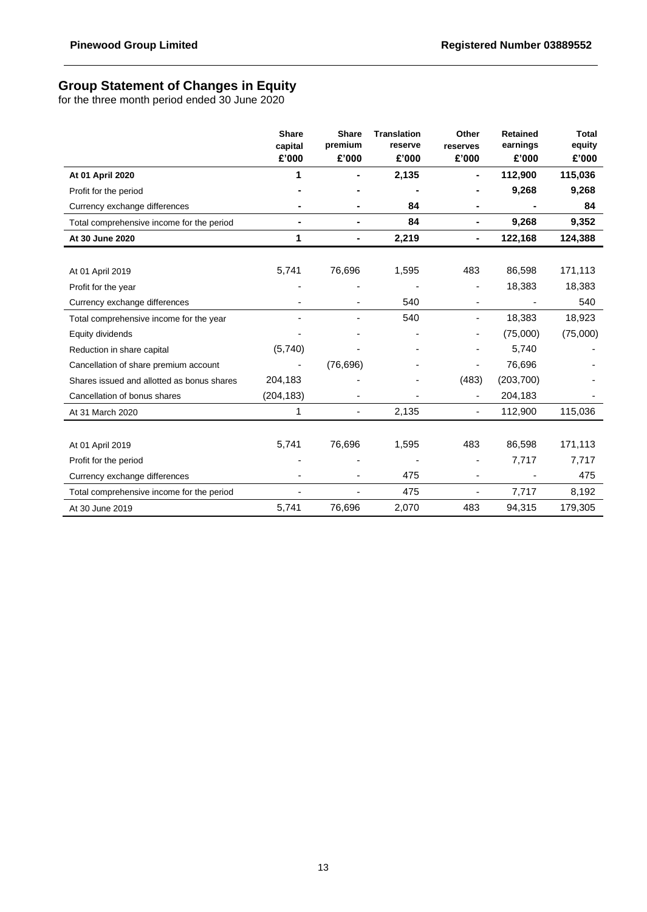# Group Statement of Changes in Equity

for the three month period ended 30 June 2020

| | Share capital £'000 | Share premium £'000 | Translation reserve £'000 | Other reserves £'000 | Retained earnings £'000 | Total equity £'000 |
|---|---|---|---|---|---|---|
| **At 01 April 2020** | **1** | **-** | **2,135** | **-** | **112,900** | **115,036** |
| Profit for the period | **-** | **-** | **-** | **-** | **9,268** | **9,268** |
| Currency exchange differences | **-** | **-** | **84** | **-** | **-** | **84** |
| Total comprehensive income for the period | **-** | **-** | **84** | **-** | **9,268** | **9,352** |
| **At 30 June 2020** | **1** | **-** | **2,219** | **-** | **122,168** | **124,388** |
| | | | | | | |
| At 01 April 2019 | 5,741 | 76,696 | 1,595 | 483 | 86,598 | 171,113 |
| Profit for the year | - | - | - | - | 18,383 | 18,383 |
| Currency exchange differences | - | - | 540 | - | - | 540 |
| Total comprehensive income for the year | - | - | 540 | - | 18,383 | 18,923 |
| Equity dividends | - | - | - | - | (75,000) | (75,000) |
| Reduction in share capital | (5,740) | - | - | - | 5,740 | - |
| Cancellation of share premium account | - | (76,696) | - | - | 76,696 | - |
| Shares issued and allotted as bonus shares | 204,183 | - | - | (483) | (203,700) | - |
| Cancellation of bonus shares | (204,183) | - | - | - | 204,183 | - |
| At 31 March 2020 | 1 | - | 2,135 | - | 112,900 | 115,036 |
| | | | | | | |
| At 01 April 2019 | 5,741 | 76,696 | 1,595 | 483 | 86,598 | 171,113 |
| Profit for the period | - | - | - | - | 7,717 | 7,717 |
| Currency exchange differences | - | - | 475 | - | - | 475 |
| Total comprehensive income for the period | - | - | 475 | - | 7,717 | 8,192 |
| At 30 June 2019 | 5,741 | 76,696 | 2,070 | 483 | 94,315 | 179,305 |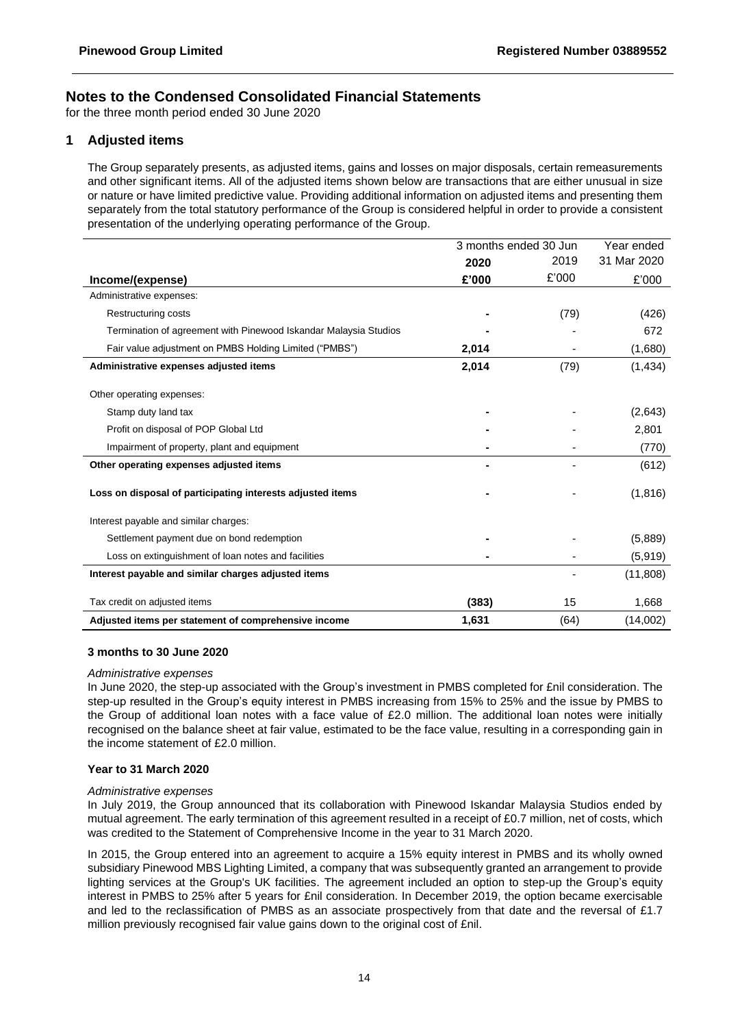# Notes to the Condensed Consolidated Financial Statements

for the three month period ended 30 June 2020

## 1 Adjusted items

The Group separately presents, as adjusted items, gains and losses on major disposals, certain remeasurements and other significant items. All of the adjusted items shown below are transactions that are either unusual in size or nature or have limited predictive value. Providing additional information on adjusted items and presenting them separately from the total statutory performance of the Group is considered helpful in order to provide a consistent presentation of the underlying operating performance of the Group.

| | 3 months ended 30 Jun | | Year ended |
|---|---|---|---|
| | **2020** | 2019 | 31 Mar 2020 |
| **Income/(expense)** | **£'000** | £'000 | £'000 |
| Administrative expenses: | | | |
| Restructuring costs | **-** | (79) | (426) |
| Termination of agreement with Pinewood Iskandar Malaysia Studios | **-** | - | 672 |
| Fair value adjustment on PMBS Holding Limited ("PMBS") | **2,014** | - | (1,680) |
| **Administrative expenses adjusted items** | **2,014** | (79) | (1,434) |
| Other operating expenses: | | | |
| Stamp duty land tax | **-** | - | (2,643) |
| Profit on disposal of POP Global Ltd | **-** | - | 2,801 |
| Impairment of property, plant and equipment | **-** | - | (770) |
| **Other operating expenses adjusted items** | **-** | - | (612) |
| **Loss on disposal of participating interests adjusted items** | **-** | - | (1,816) |
| Interest payable and similar charges: | | | |
| Settlement payment due on bond redemption | **-** | - | (5,889) |
| Loss on extinguishment of loan notes and facilities | **-** | - | (5,919) |
| **Interest payable and similar charges adjusted items** | | - | (11,808) |
| Tax credit on adjusted items | **(383)** | 15 | 1,668 |
| **Adjusted items per statement of comprehensive income** | **1,631** | (64) | (14,002) |

**3 months to 30 June 2020**

*Administrative expenses*

In June 2020, the step-up associated with the Group's investment in PMBS completed for £nil consideration. The step-up resulted in the Group's equity interest in PMBS increasing from 15% to 25% and the issue by PMBS to the Group of additional loan notes with a face value of £2.0 million. The additional loan notes were initially recognised on the balance sheet at fair value, estimated to be the face value, resulting in a corresponding gain in the income statement of £2.0 million.

**Year to 31 March 2020**

*Administrative expenses*

In July 2019, the Group announced that its collaboration with Pinewood Iskandar Malaysia Studios ended by mutual agreement. The early termination of this agreement resulted in a receipt of £0.7 million, net of costs, which was credited to the Statement of Comprehensive Income in the year to 31 March 2020.

In 2015, the Group entered into an agreement to acquire a 15% equity interest in PMBS and its wholly owned subsidiary Pinewood MBS Lighting Limited, a company that was subsequently granted an arrangement to provide lighting services at the Group's UK facilities. The agreement included an option to step-up the Group's equity interest in PMBS to 25% after 5 years for £nil consideration. In December 2019, the option became exercisable and led to the reclassification of PMBS as an associate prospectively from that date and the reversal of £1.7 million previously recognised fair value gains down to the original cost of £nil.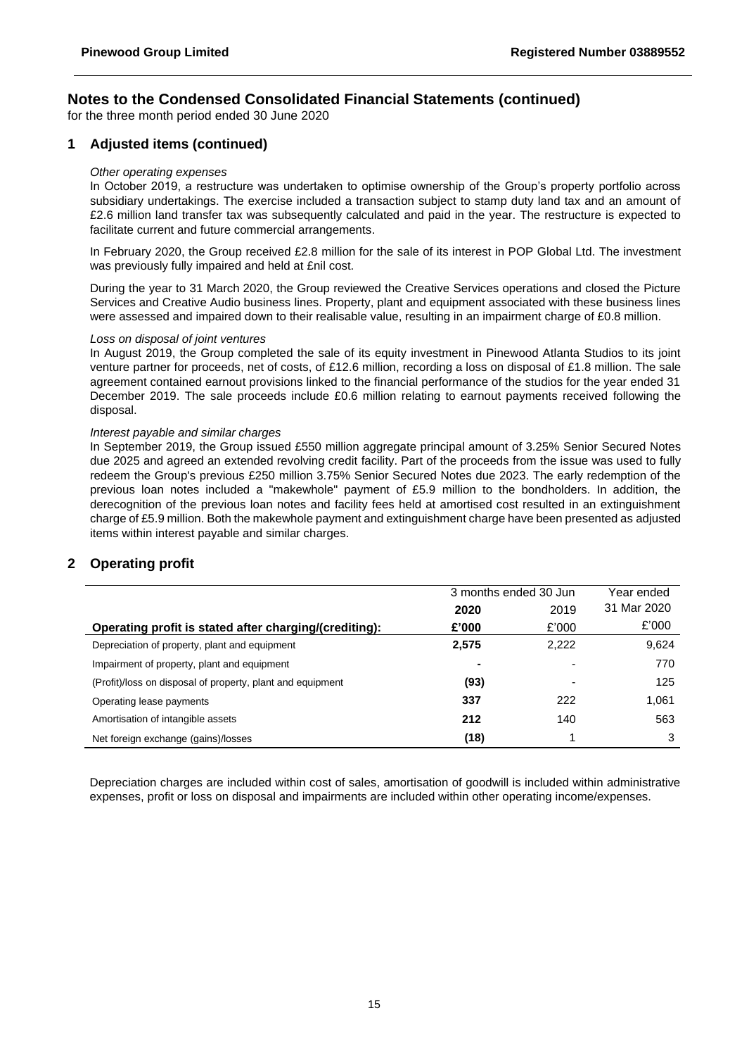## Notes to the Condensed Consolidated Financial Statements (continued)

for the three month period ended 30 June 2020

### 1 Adjusted items (continued)

*Other operating expenses*

In October 2019, a restructure was undertaken to optimise ownership of the Group's property portfolio across subsidiary undertakings. The exercise included a transaction subject to stamp duty land tax and an amount of £2.6 million land transfer tax was subsequently calculated and paid in the year. The restructure is expected to facilitate current and future commercial arrangements.

In February 2020, the Group received £2.8 million for the sale of its interest in POP Global Ltd. The investment was previously fully impaired and held at £nil cost.

During the year to 31 March 2020, the Group reviewed the Creative Services operations and closed the Picture Services and Creative Audio business lines. Property, plant and equipment associated with these business lines were assessed and impaired down to their realisable value, resulting in an impairment charge of £0.8 million.

*Loss on disposal of joint ventures*

In August 2019, the Group completed the sale of its equity investment in Pinewood Atlanta Studios to its joint venture partner for proceeds, net of costs, of £12.6 million, recording a loss on disposal of £1.8 million. The sale agreement contained earnout provisions linked to the financial performance of the studios for the year ended 31 December 2019. The sale proceeds include £0.6 million relating to earnout payments received following the disposal.

*Interest payable and similar charges*

In September 2019, the Group issued £550 million aggregate principal amount of 3.25% Senior Secured Notes due 2025 and agreed an extended revolving credit facility. Part of the proceeds from the issue was used to fully redeem the Group's previous £250 million 3.75% Senior Secured Notes due 2023. The early redemption of the previous loan notes included a "makewhole" payment of £5.9 million to the bondholders. In addition, the derecognition of the previous loan notes and facility fees held at amortised cost resulted in an extinguishment charge of £5.9 million. Both the makewhole payment and extinguishment charge have been presented as adjusted items within interest payable and similar charges.

### 2 Operating profit

| | 3 months ended 30 Jun | | Year ended |
|---|---|---|---|
| | **2020** | 2019 | 31 Mar 2020 |
| **Operating profit is stated after charging/(crediting):** | **£'000** | £'000 | £'000 |
| Depreciation of property, plant and equipment | **2,575** | 2,222 | 9,624 |
| Impairment of property, plant and equipment | **-** | - | 770 |
| (Profit)/loss on disposal of property, plant and equipment | **(93)** | - | 125 |
| Operating lease payments | **337** | 222 | 1,061 |
| Amortisation of intangible assets | **212** | 140 | 563 |
| Net foreign exchange (gains)/losses | **(18)** | 1 | 3 |

Depreciation charges are included within cost of sales, amortisation of goodwill is included within administrative expenses, profit or loss on disposal and impairments are included within other operating income/expenses.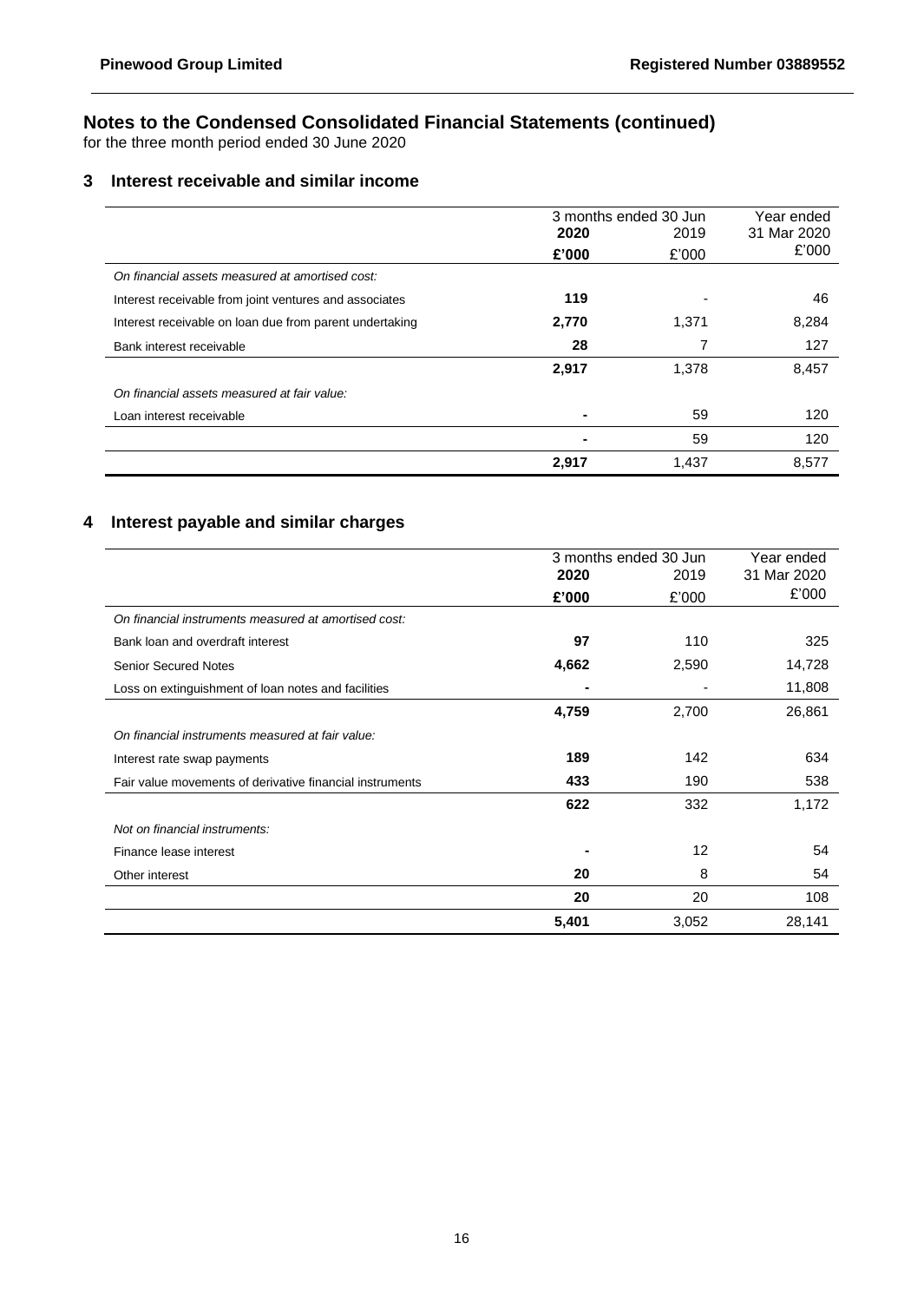## Notes to the Condensed Consolidated Financial Statements (continued)

for the three month period ended 30 June 2020

### 3 Interest receivable and similar income

| | 3 months ended 30 Jun | | Year ended |
|---|---|---|---|
| | **2020** | 2019 | 31 Mar 2020 |
| | **£'000** | £'000 | £'000 |
| *On financial assets measured at amortised cost:* | | | |
| Interest receivable from joint ventures and associates | **119** | - | 46 |
| Interest receivable on loan due from parent undertaking | **2,770** | 1,371 | 8,284 |
| Bank interest receivable | **28** | 7 | 127 |
| | **2,917** | 1,378 | 8,457 |
| *On financial assets measured at fair value:* | | | |
| Loan interest receivable | **-** | 59 | 120 |
| | **-** | 59 | 120 |
| | **2,917** | 1,437 | 8,577 |

### 4 Interest payable and similar charges

| | 3 months ended 30 Jun | | Year ended |
|---|---|---|---|
| | **2020** | 2019 | 31 Mar 2020 |
| | **£'000** | £'000 | £'000 |
| *On financial instruments measured at amortised cost:* | | | |
| Bank loan and overdraft interest | **97** | 110 | 325 |
| Senior Secured Notes | **4,662** | 2,590 | 14,728 |
| Loss on extinguishment of loan notes and facilities | **-** | - | 11,808 |
| | **4,759** | 2,700 | 26,861 |
| *On financial instruments measured at fair value:* | | | |
| Interest rate swap payments | **189** | 142 | 634 |
| Fair value movements of derivative financial instruments | **433** | 190 | 538 |
| | **622** | 332 | 1,172 |
| *Not on financial instruments:* | | | |
| Finance lease interest | **-** | 12 | 54 |
| Other interest | **20** | 8 | 54 |
| | **20** | 20 | 108 |
| | **5,401** | 3,052 | 28,141 |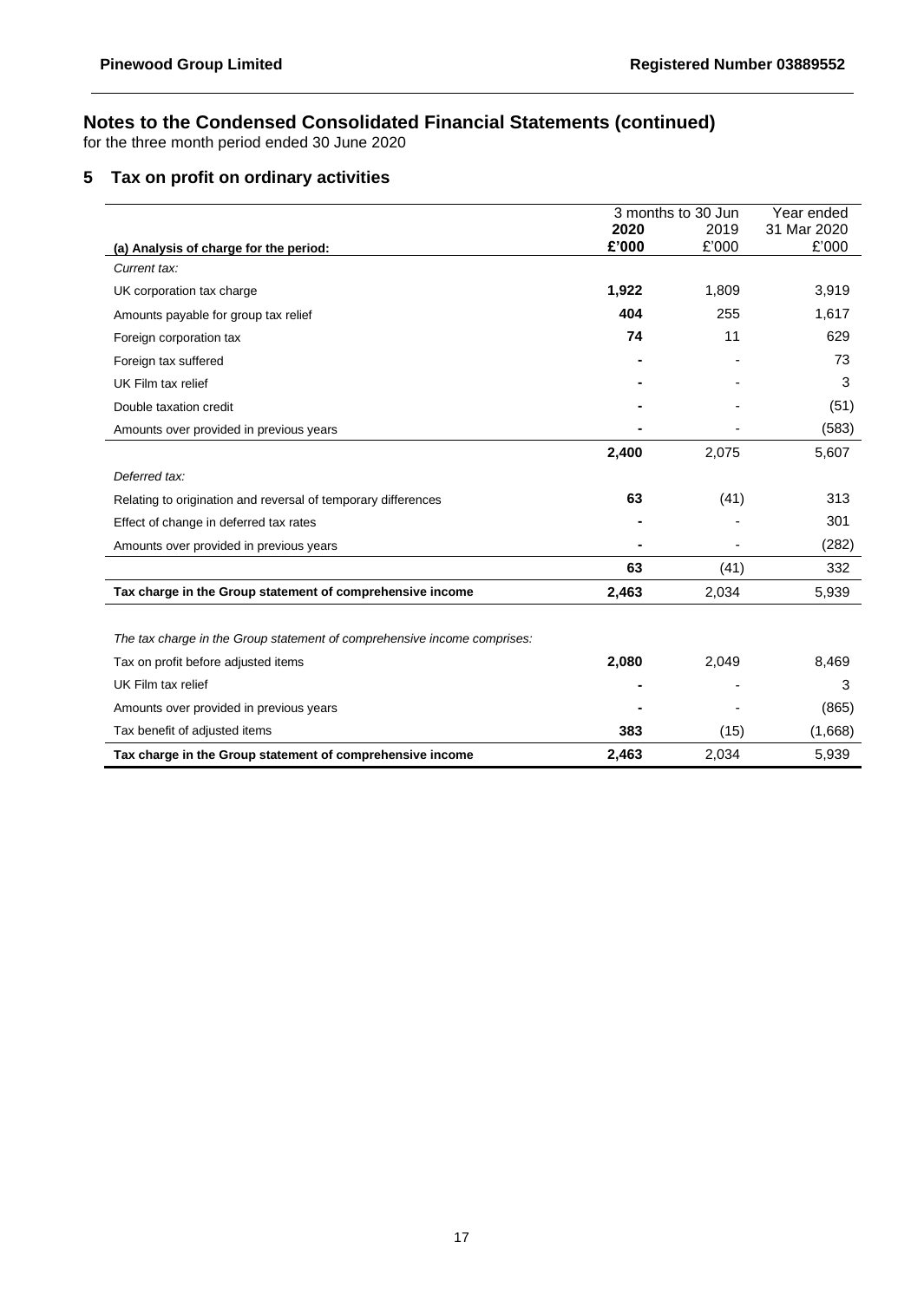# Notes to the Condensed Consolidated Financial Statements (continued)

for the three month period ended 30 June 2020

## 5 Tax on profit on ordinary activities

| | 3 months to 30 Jun | | Year ended |
|---|---|---|---|
| | **2020** | 2019 | 31 Mar 2020 |
| **(a) Analysis of charge for the period:** | **£'000** | £'000 | £'000 |
| *Current tax:* | | | |
| UK corporation tax charge | **1,922** | 1,809 | 3,919 |
| Amounts payable for group tax relief | **404** | 255 | 1,617 |
| Foreign corporation tax | **74** | 11 | 629 |
| Foreign tax suffered | **-** | - | 73 |
| UK Film tax relief | **-** | - | 3 |
| Double taxation credit | **-** | - | (51) |
| Amounts over provided in previous years | **-** | - | (583) |
| | **2,400** | 2,075 | 5,607 |
| *Deferred tax:* | | | |
| Relating to origination and reversal of temporary differences | **63** | (41) | 313 |
| Effect of change in deferred tax rates | **-** | - | 301 |
| Amounts over provided in previous years | **-** | - | (282) |
| | **63** | (41) | 332 |
| **Tax charge in the Group statement of comprehensive income** | **2,463** | 2,034 | 5,939 |
| | | | |
| *The tax charge in the Group statement of comprehensive income comprises:* | | | |
| Tax on profit before adjusted items | **2,080** | 2,049 | 8,469 |
| UK Film tax relief | **-** | - | 3 |
| Amounts over provided in previous years | **-** | - | (865) |
| Tax benefit of adjusted items | **383** | (15) | (1,668) |
| **Tax charge in the Group statement of comprehensive income** | **2,463** | 2,034 | 5,939 |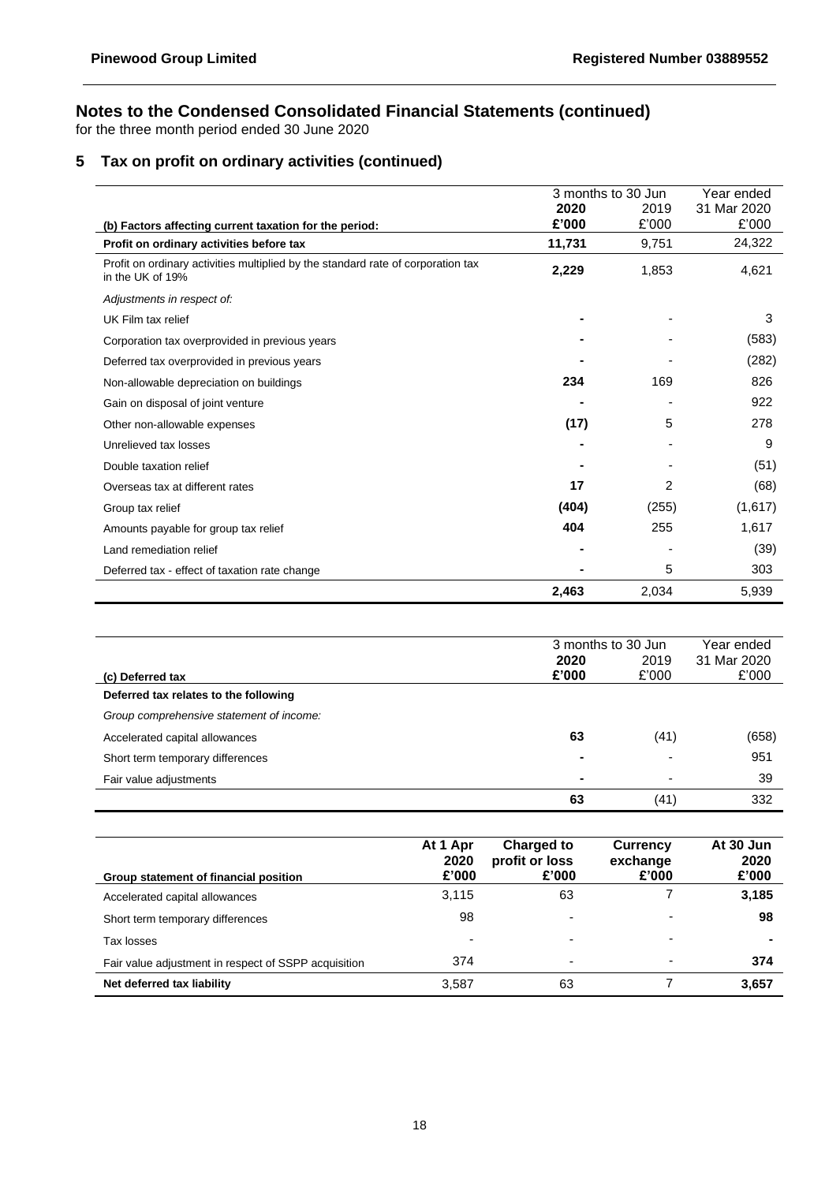## Notes to the Condensed Consolidated Financial Statements (continued)

for the three month period ended 30 June 2020

### 5 Tax on profit on ordinary activities (continued)

| (b) Factors affecting current taxation for the period: | 3 months to 30 Jun 2020 £'000 | 3 months to 30 Jun 2019 £'000 | Year ended 31 Mar 2020 £'000 |
|---|---|---|---|
| **Profit on ordinary activities before tax** | **11,731** | 9,751 | 24,322 |
| Profit on ordinary activities multiplied by the standard rate of corporation tax in the UK of 19% | **2,229** | 1,853 | 4,621 |
| *Adjustments in respect of:* | | | |
| UK Film tax relief | **-** | - | 3 |
| Corporation tax overprovided in previous years | **-** | - | (583) |
| Deferred tax overprovided in previous years | **-** | - | (282) |
| Non-allowable depreciation on buildings | **234** | 169 | 826 |
| Gain on disposal of joint venture | **-** | - | 922 |
| Other non-allowable expenses | **(17)** | 5 | 278 |
| Unrelieved tax losses | **-** | - | 9 |
| Double taxation relief | **-** | - | (51) |
| Overseas tax at different rates | **17** | 2 | (68) |
| Group tax relief | **(404)** | (255) | (1,617) |
| Amounts payable for group tax relief | **404** | 255 | 1,617 |
| Land remediation relief | **-** | - | (39) |
| Deferred tax - effect of taxation rate change | **-** | 5 | 303 |
| | **2,463** | 2,034 | 5,939 |

| (c) Deferred tax | 3 months to 30 Jun 2020 £'000 | 3 months to 30 Jun 2019 £'000 | Year ended 31 Mar 2020 £'000 |
|---|---|---|---|
| **Deferred tax relates to the following** | | | |
| *Group comprehensive statement of income:* | | | |
| Accelerated capital allowances | **63** | (41) | (658) |
| Short term temporary differences | **-** | - | 951 |
| Fair value adjustments | **-** | - | 39 |
| | **63** | (41) | 332 |

| Group statement of financial position | At 1 Apr 2020 £'000 | Charged to profit or loss £'000 | Currency exchange £'000 | At 30 Jun 2020 £'000 |
|---|---|---|---|---|
| Accelerated capital allowances | 3,115 | 63 | 7 | **3,185** |
| Short term temporary differences | 98 | - | - | **98** |
| Tax losses | - | - | - | **-** |
| Fair value adjustment in respect of SSPP acquisition | 374 | - | - | **374** |
| **Net deferred tax liability** | 3,587 | 63 | 7 | **3,657** |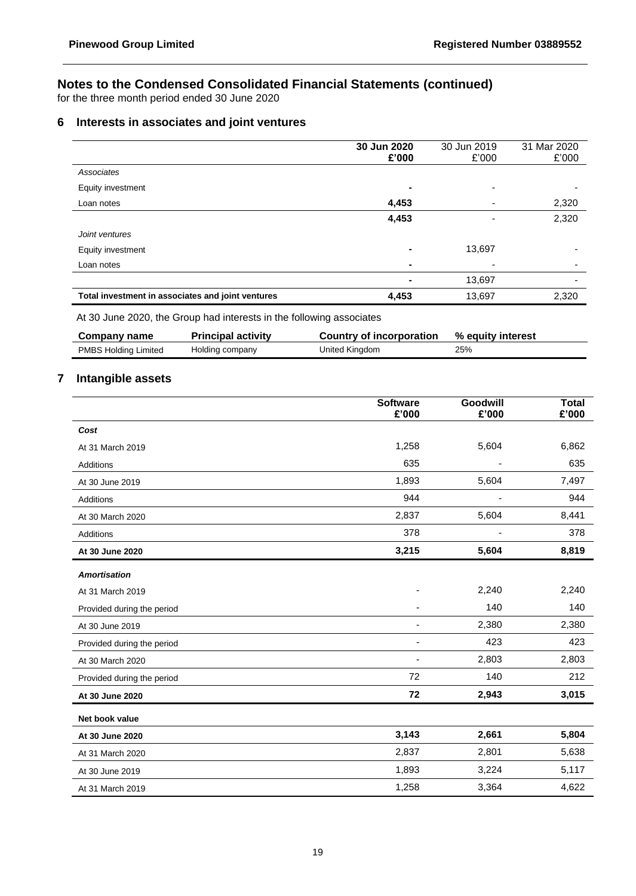## Notes to the Condensed Consolidated Financial Statements (continued)

for the three month period ended 30 June 2020

### 6 Interests in associates and joint ventures

| | 30 Jun 2020 £'000 | 30 Jun 2019 £'000 | 31 Mar 2020 £'000 |
|---|---|---|---|
| *Associates* | | | |
| Equity investment | - | - | - |
| Loan notes | 4,453 | - | 2,320 |
| | 4,453 | - | 2,320 |
| *Joint ventures* | | | |
| Equity investment | - | 13,697 | - |
| Loan notes | - | - | - |
| | - | 13,697 | - |
| **Total investment in associates and joint ventures** | **4,453** | 13,697 | 2,320 |

At 30 June 2020, the Group had interests in the following associates

| Company name | Principal activity | Country of incorporation | % equity interest |
|---|---|---|---|
| PMBS Holding Limited | Holding company | United Kingdom | 25% |

### 7 Intangible assets

| | Software £'000 | Goodwill £'000 | Total £'000 |
|---|---|---|---|
| ***Cost*** | | | |
| At 31 March 2019 | 1,258 | 5,604 | 6,862 |
| Additions | 635 | - | 635 |
| At 30 June 2019 | 1,893 | 5,604 | 7,497 |
| Additions | 944 | - | 944 |
| At 30 March 2020 | 2,837 | 5,604 | 8,441 |
| Additions | 378 | - | 378 |
| **At 30 June 2020** | **3,215** | **5,604** | **8,819** |
| ***Amortisation*** | | | |
| At 31 March 2019 | - | 2,240 | 2,240 |
| Provided during the period | - | 140 | 140 |
| At 30 June 2019 | - | 2,380 | 2,380 |
| Provided during the period | - | 423 | 423 |
| At 30 March 2020 | - | 2,803 | 2,803 |
| Provided during the period | 72 | 140 | 212 |
| **At 30 June 2020** | **72** | **2,943** | **3,015** |
| **Net book value** | | | |
| **At 30 June 2020** | **3,143** | **2,661** | **5,804** |
| At 31 March 2020 | 2,837 | 2,801 | 5,638 |
| At 30 June 2019 | 1,893 | 3,224 | 5,117 |
| At 31 March 2019 | 1,258 | 3,364 | 4,622 |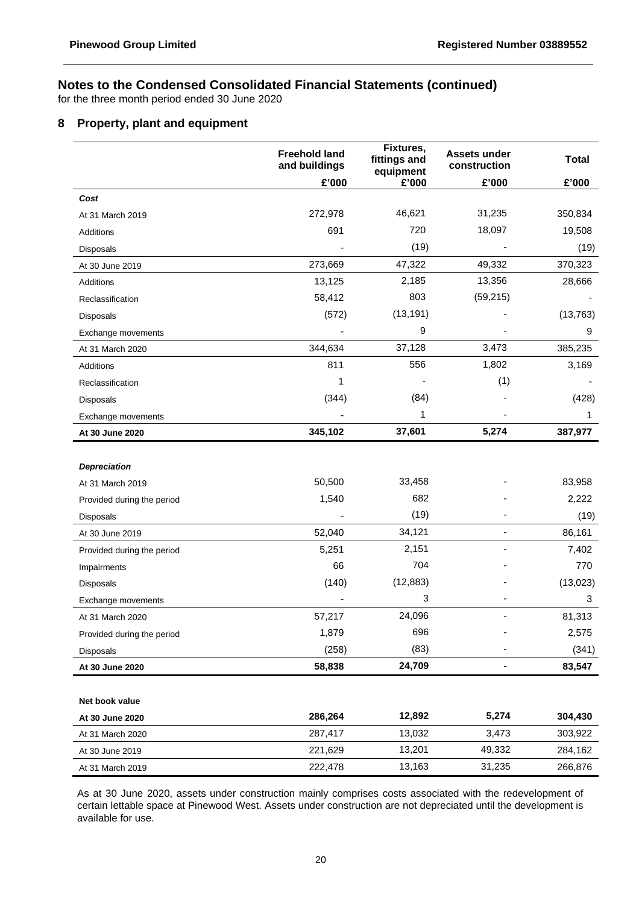# Notes to the Condensed Consolidated Financial Statements (continued)

for the three month period ended 30 June 2020

## 8 Property, plant and equipment

| | Freehold land and buildings | Fixtures, fittings and equipment | Assets under construction | Total |
|---|---|---|---|---|
| | £'000 | £'000 | £'000 | £'000 |
| ***Cost*** | | | | |
| At 31 March 2019 | 272,978 | 46,621 | 31,235 | 350,834 |
| Additions | 691 | 720 | 18,097 | 19,508 |
| Disposals | - | (19) | - | (19) |
| At 30 June 2019 | 273,669 | 47,322 | 49,332 | 370,323 |
| Additions | 13,125 | 2,185 | 13,356 | 28,666 |
| Reclassification | 58,412 | 803 | (59,215) | - |
| Disposals | (572) | (13,191) | - | (13,763) |
| Exchange movements | - | 9 | - | 9 |
| At 31 March 2020 | 344,634 | 37,128 | 3,473 | 385,235 |
| Additions | 811 | 556 | 1,802 | 3,169 |
| Reclassification | 1 | - | (1) | - |
| Disposals | (344) | (84) | - | (428) |
| Exchange movements | - | 1 | - | 1 |
| **At 30 June 2020** | **345,102** | **37,601** | **5,274** | **387,977** |
| | | | | |
| ***Depreciation*** | | | | |
| At 31 March 2019 | 50,500 | 33,458 | - | 83,958 |
| Provided during the period | 1,540 | 682 | - | 2,222 |
| Disposals | - | (19) | - | (19) |
| At 30 June 2019 | 52,040 | 34,121 | - | 86,161 |
| Provided during the period | 5,251 | 2,151 | - | 7,402 |
| Impairments | 66 | 704 | - | 770 |
| Disposals | (140) | (12,883) | - | (13,023) |
| Exchange movements | - | 3 | - | 3 |
| At 31 March 2020 | 57,217 | 24,096 | - | 81,313 |
| Provided during the period | 1,879 | 696 | - | 2,575 |
| Disposals | (258) | (83) | - | (341) |
| **At 30 June 2020** | **58,838** | **24,709** | **-** | **83,547** |
| | | | | |
| **Net book value** | | | | |
| **At 30 June 2020** | **286,264** | **12,892** | **5,274** | **304,430** |
| At 31 March 2020 | 287,417 | 13,032 | 3,473 | 303,922 |
| At 30 June 2019 | 221,629 | 13,201 | 49,332 | 284,162 |
| At 31 March 2019 | 222,478 | 13,163 | 31,235 | 266,876 |

As at 30 June 2020, assets under construction mainly comprises costs associated with the redevelopment of certain lettable space at Pinewood West. Assets under construction are not depreciated until the development is available for use.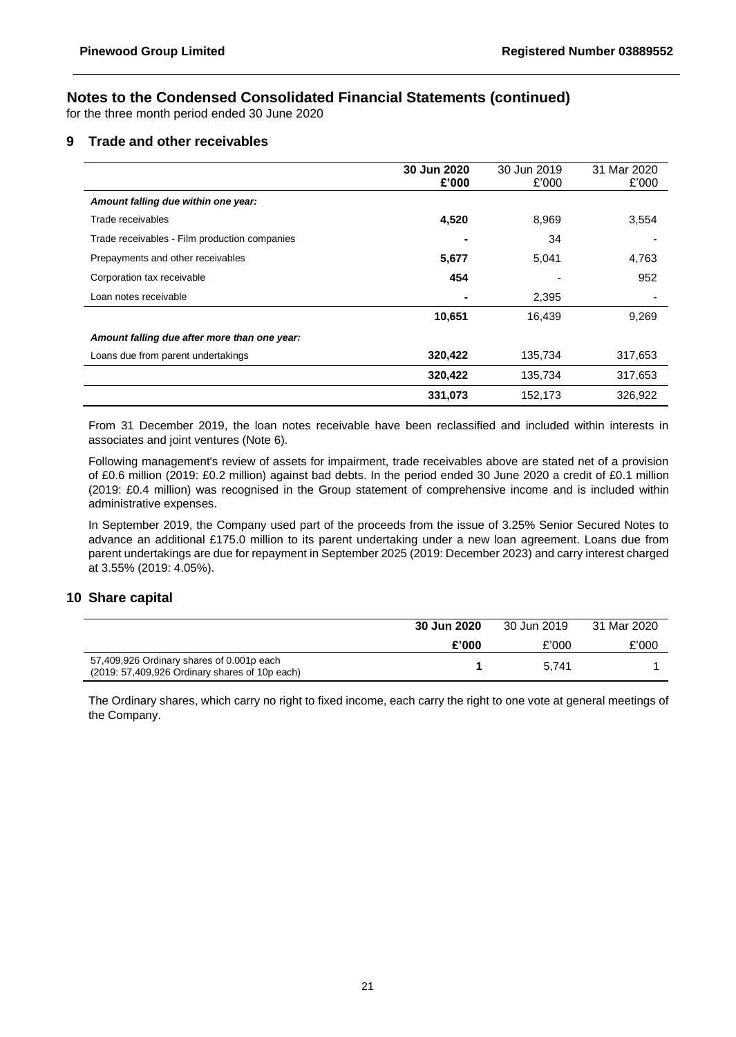# Notes to the Condensed Consolidated Financial Statements (continued)

for the three month period ended 30 June 2020

## 9 Trade and other receivables

| | **30 Jun 2020 £'000** | 30 Jun 2019 £'000 | 31 Mar 2020 £'000 |
|---|---|---|---|
| ***Amount falling due within one year:*** | | | |
| Trade receivables | **4,520** | 8,969 | 3,554 |
| Trade receivables - Film production companies | **-** | 34 | - |
| Prepayments and other receivables | **5,677** | 5,041 | 4,763 |
| Corporation tax receivable | **454** | - | 952 |
| Loan notes receivable | **-** | 2,395 | - |
| | **10,651** | 16,439 | 9,269 |
| ***Amount falling due after more than one year:*** | | | |
| Loans due from parent undertakings | **320,422** | 135,734 | 317,653 |
| | **320,422** | 135,734 | 317,653 |
| | **331,073** | 152,173 | 326,922 |

From 31 December 2019, the loan notes receivable have been reclassified and included within interests in associates and joint ventures (Note 6).

Following management's review of assets for impairment, trade receivables above are stated net of a provision of £0.6 million (2019: £0.2 million) against bad debts. In the period ended 30 June 2020 a credit of £0.1 million (2019: £0.4 million) was recognised in the Group statement of comprehensive income and is included within administrative expenses.

In September 2019, the Company used part of the proceeds from the issue of 3.25% Senior Secured Notes to advance an additional £175.0 million to its parent undertaking under a new loan agreement. Loans due from parent undertakings are due for repayment in September 2025 (2019: December 2023) and carry interest charged at 3.55% (2019: 4.05%).

## 10 Share capital

| | **30 Jun 2020** | 30 Jun 2019 | 31 Mar 2020 |
|---|---|---|---|
| | **£'000** | £'000 | £'000 |
| 57,409,926 Ordinary shares of 0.001p each (2019: 57,409,926 Ordinary shares of 10p each) | **1** | 5,741 | 1 |

The Ordinary shares, which carry no right to fixed income, each carry the right to one vote at general meetings of the Company.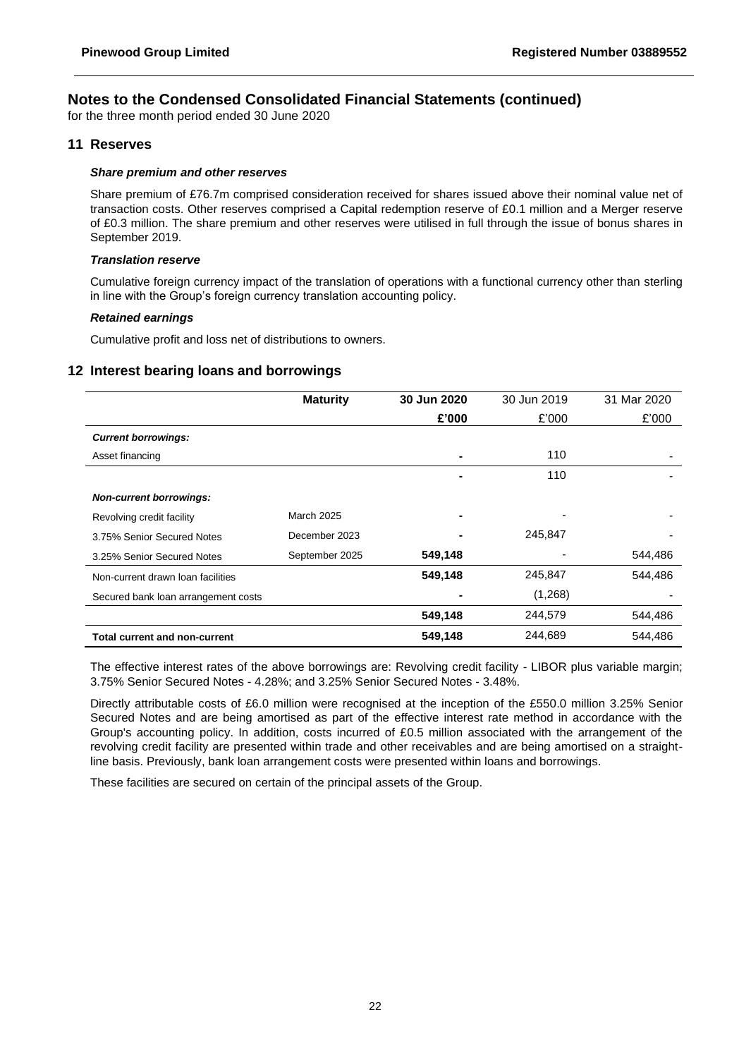## Notes to the Condensed Consolidated Financial Statements (continued)

for the three month period ended 30 June 2020

### 11 Reserves

***Share premium and other reserves***

Share premium of £76.7m comprised consideration received for shares issued above their nominal value net of transaction costs. Other reserves comprised a Capital redemption reserve of £0.1 million and a Merger reserve of £0.3 million. The share premium and other reserves were utilised in full through the issue of bonus shares in September 2019.

***Translation reserve***

Cumulative foreign currency impact of the translation of operations with a functional currency other than sterling in line with the Group's foreign currency translation accounting policy.

***Retained earnings***

Cumulative profit and loss net of distributions to owners.

### 12 Interest bearing loans and borrowings

| | **Maturity** | **30 Jun 2020** | 30 Jun 2019 | 31 Mar 2020 |
|---|---|---|---|---|
| | | **£'000** | £'000 | £'000 |
| ***Current borrowings:*** | | | | |
| Asset financing | | **-** | 110 | - |
| | | **-** | 110 | - |
| ***Non-current borrowings:*** | | | | |
| Revolving credit facility | March 2025 | **-** | - | - |
| 3.75% Senior Secured Notes | December 2023 | **-** | 245,847 | - |
| 3.25% Senior Secured Notes | September 2025 | **549,148** | - | 544,486 |
| Non-current drawn loan facilities | | **549,148** | 245,847 | 544,486 |
| Secured bank loan arrangement costs | | **-** | (1,268) | - |
| | | **549,148** | 244,579 | 544,486 |
| **Total current and non-current** | | **549,148** | 244,689 | 544,486 |

The effective interest rates of the above borrowings are: Revolving credit facility - LIBOR plus variable margin; 3.75% Senior Secured Notes - 4.28%; and 3.25% Senior Secured Notes - 3.48%.

Directly attributable costs of £6.0 million were recognised at the inception of the £550.0 million 3.25% Senior Secured Notes and are being amortised as part of the effective interest rate method in accordance with the Group's accounting policy. In addition, costs incurred of £0.5 million associated with the arrangement of the revolving credit facility are presented within trade and other receivables and are being amortised on a straight-line basis. Previously, bank loan arrangement costs were presented within loans and borrowings.

These facilities are secured on certain of the principal assets of the Group.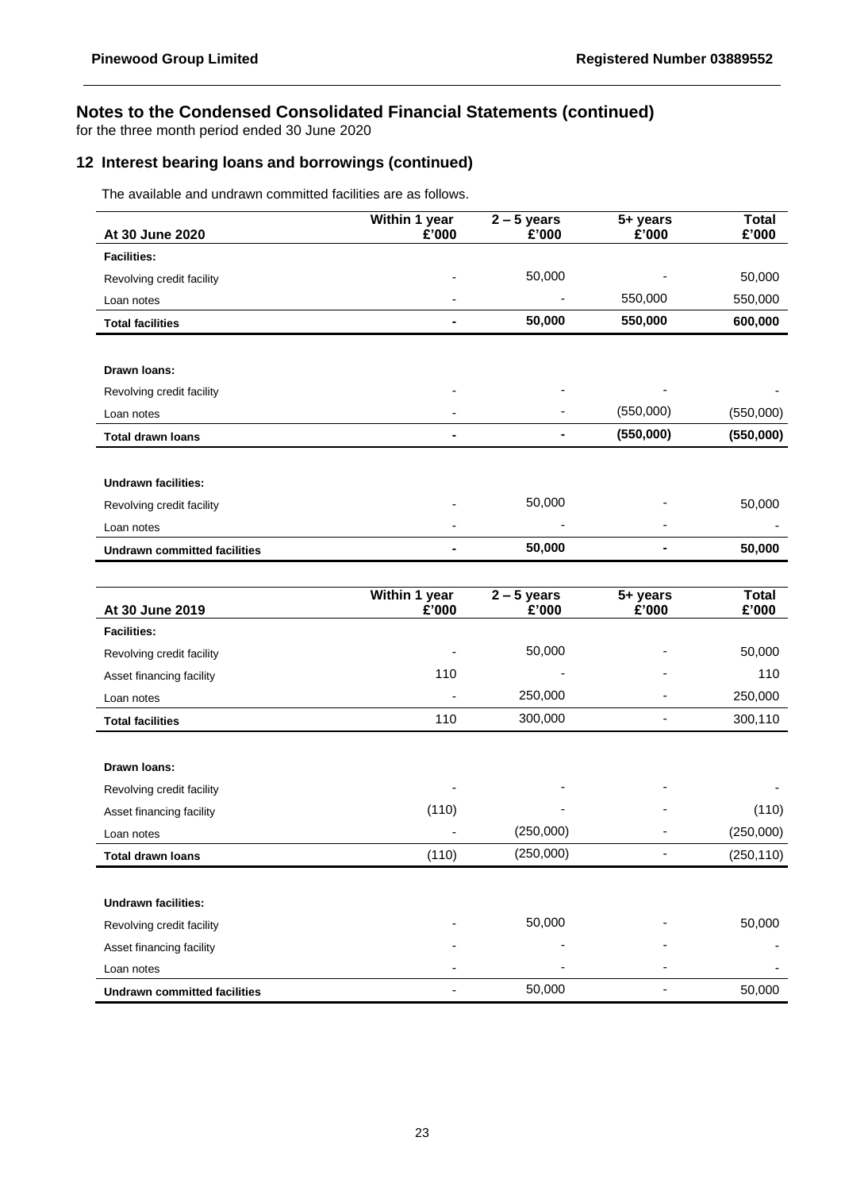# Notes to the Condensed Consolidated Financial Statements (continued)

for the three month period ended 30 June 2020

## 12 Interest bearing loans and borrowings (continued)

The available and undrawn committed facilities are as follows.

| At 30 June 2020 | Within 1 year £'000 | 2 – 5 years £'000 | 5+ years £'000 | Total £'000 |
|---|---|---|---|---|
| **Facilities:** | | | | |
| Revolving credit facility | - | 50,000 | - | 50,000 |
| Loan notes | - | - | 550,000 | 550,000 |
| **Total facilities** | **-** | **50,000** | **550,000** | **600,000** |
| | | | | |
| **Drawn loans:** | | | | |
| Revolving credit facility | - | - | - | - |
| Loan notes | - | - | (550,000) | (550,000) |
| **Total drawn loans** | **-** | **-** | **(550,000)** | **(550,000)** |
| | | | | |
| **Undrawn facilities:** | | | | |
| Revolving credit facility | - | 50,000 | - | 50,000 |
| Loan notes | - | - | - | - |
| **Undrawn committed facilities** | **-** | **50,000** | **-** | **50,000** |

| At 30 June 2019 | Within 1 year £'000 | 2 – 5 years £'000 | 5+ years £'000 | Total £'000 |
|---|---|---|---|---|
| **Facilities:** | | | | |
| Revolving credit facility | - | 50,000 | - | 50,000 |
| Asset financing facility | 110 | - | - | 110 |
| Loan notes | - | 250,000 | - | 250,000 |
| **Total facilities** | 110 | 300,000 | - | 300,110 |
| | | | | |
| **Drawn loans:** | | | | |
| Revolving credit facility | - | - | - | - |
| Asset financing facility | (110) | - | - | (110) |
| Loan notes | - | (250,000) | - | (250,000) |
| **Total drawn loans** | (110) | (250,000) | - | (250,110) |
| | | | | |
| **Undrawn facilities:** | | | | |
| Revolving credit facility | - | 50,000 | - | 50,000 |
| Asset financing facility | - | - | - | - |
| Loan notes | - | - | - | - |
| **Undrawn committed facilities** | - | 50,000 | - | 50,000 |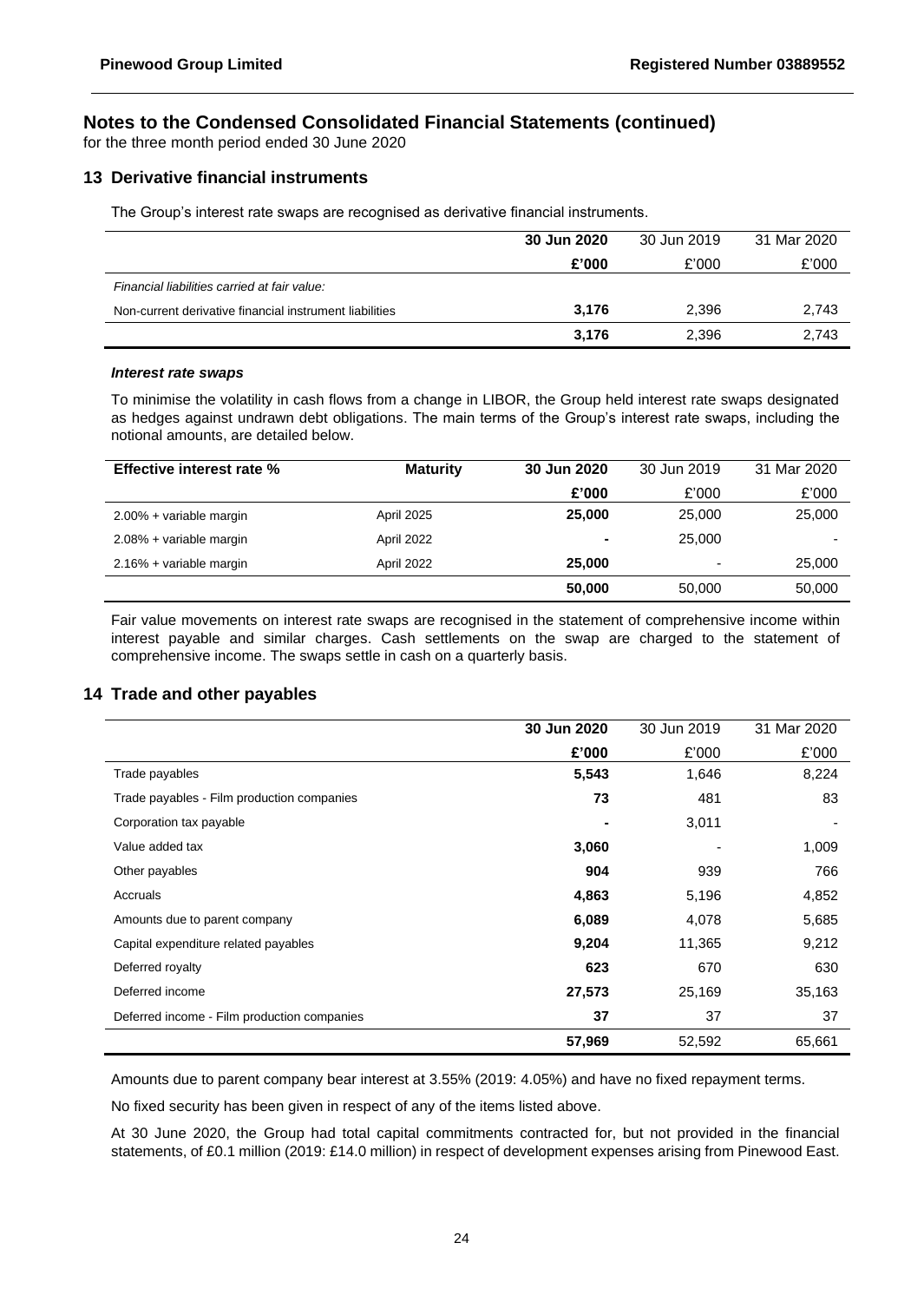## Notes to the Condensed Consolidated Financial Statements (continued)

for the three month period ended 30 June 2020

### 13 Derivative financial instruments

The Group's interest rate swaps are recognised as derivative financial instruments.

| | 30 Jun 2020 | 30 Jun 2019 | 31 Mar 2020 |
|---|---|---|---|
| | £'000 | £'000 | £'000 |
| *Financial liabilities carried at fair value:* | | | |
| Non-current derivative financial instrument liabilities | **3,176** | 2,396 | 2,743 |
| | **3,176** | 2,396 | 2,743 |

***Interest rate swaps***

To minimise the volatility in cash flows from a change in LIBOR, the Group held interest rate swaps designated as hedges against undrawn debt obligations. The main terms of the Group's interest rate swaps, including the notional amounts, are detailed below.

| Effective interest rate % | Maturity | 30 Jun 2020 | 30 Jun 2019 | 31 Mar 2020 |
|---|---|---|---|---|
| | | £'000 | £'000 | £'000 |
| 2.00% + variable margin | April 2025 | **25,000** | 25,000 | 25,000 |
| 2.08% + variable margin | April 2022 | **-** | 25,000 | - |
| 2.16% + variable margin | April 2022 | **25,000** | - | 25,000 |
| | | **50,000** | 50,000 | 50,000 |

Fair value movements on interest rate swaps are recognised in the statement of comprehensive income within interest payable and similar charges. Cash settlements on the swap are charged to the statement of comprehensive income. The swaps settle in cash on a quarterly basis.

### 14 Trade and other payables

| | 30 Jun 2020 | 30 Jun 2019 | 31 Mar 2020 |
|---|---|---|---|
| | £'000 | £'000 | £'000 |
| Trade payables | **5,543** | 1,646 | 8,224 |
| Trade payables - Film production companies | **73** | 481 | 83 |
| Corporation tax payable | **-** | 3,011 | - |
| Value added tax | **3,060** | - | 1,009 |
| Other payables | **904** | 939 | 766 |
| Accruals | **4,863** | 5,196 | 4,852 |
| Amounts due to parent company | **6,089** | 4,078 | 5,685 |
| Capital expenditure related payables | **9,204** | 11,365 | 9,212 |
| Deferred royalty | **623** | 670 | 630 |
| Deferred income | **27,573** | 25,169 | 35,163 |
| Deferred income - Film production companies | **37** | 37 | 37 |
| | **57,969** | 52,592 | 65,661 |

Amounts due to parent company bear interest at 3.55% (2019: 4.05%) and have no fixed repayment terms.

No fixed security has been given in respect of any of the items listed above.

At 30 June 2020, the Group had total capital commitments contracted for, but not provided in the financial statements, of £0.1 million (2019: £14.0 million) in respect of development expenses arising from Pinewood East.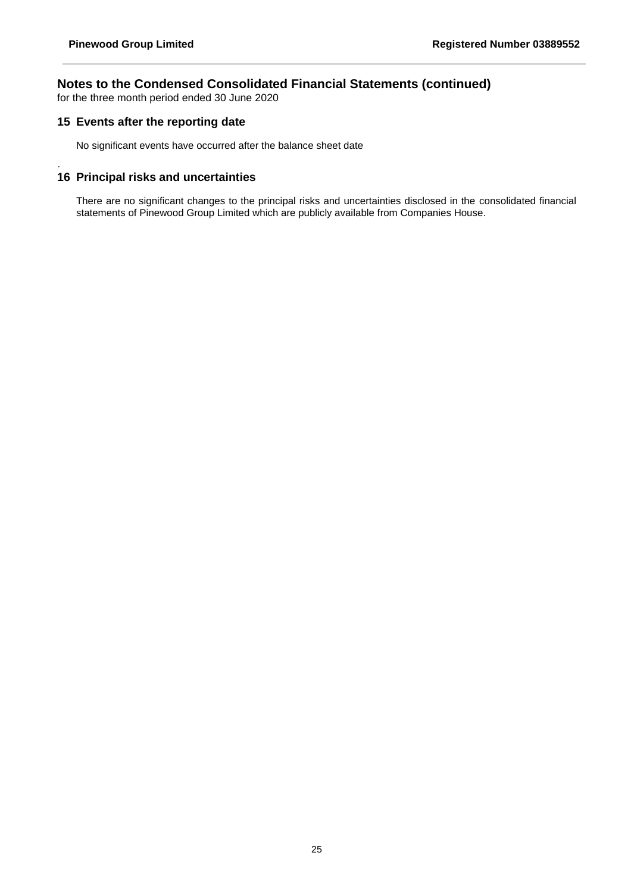## Notes to the Condensed Consolidated Financial Statements (continued)

for the three month period ended 30 June 2020

### 15 Events after the reporting date

No significant events have occurred after the balance sheet date

.

### 16 Principal risks and uncertainties

There are no significant changes to the principal risks and uncertainties disclosed in the consolidated financial statements of Pinewood Group Limited which are publicly available from Companies House.